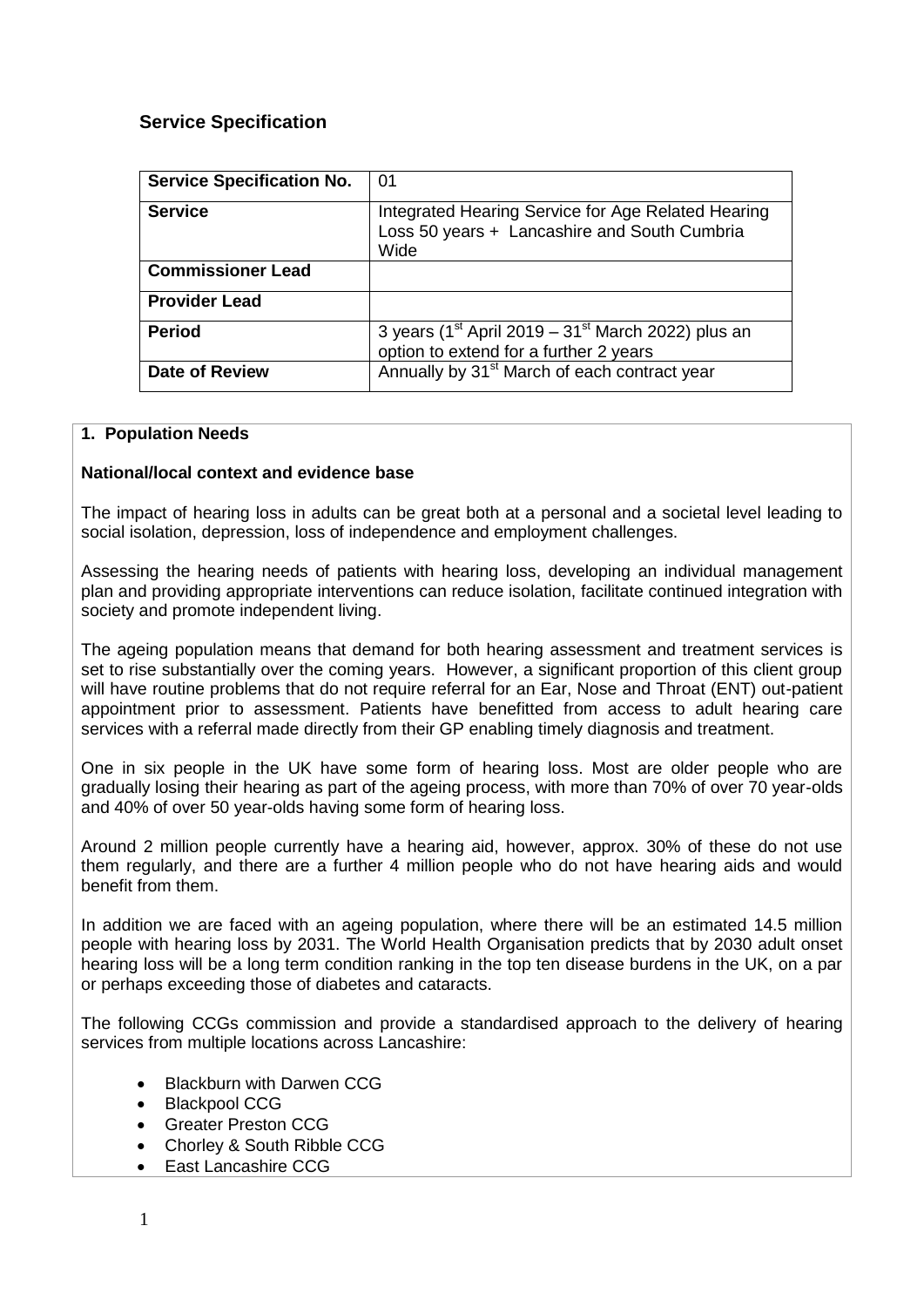## Service Specification

| Service Specification No. | 01 |
| --- | --- |
| **Service** | Integrated Hearing Service for Age Related Hearing Loss 50 years + Lancashire and South Cumbria Wide |
| **Commissioner Lead** | |
| **Provider Lead** | |
| **Period** | 3 years (1st April 2019 – 31st March 2022) plus an option to extend for a further 2 years |
| **Date of Review** | Annually by 31st March of each contract year |

### 1. Population Needs

**National/local context and evidence base**

The impact of hearing loss in adults can be great both at a personal and a societal level leading to social isolation, depression, loss of independence and employment challenges.

Assessing the hearing needs of patients with hearing loss, developing an individual management plan and providing appropriate interventions can reduce isolation, facilitate continued integration with society and promote independent living.

The ageing population means that demand for both hearing assessment and treatment services is set to rise substantially over the coming years. However, a significant proportion of this client group will have routine problems that do not require referral for an Ear, Nose and Throat (ENT) out-patient appointment prior to assessment. Patients have benefitted from access to adult hearing care services with a referral made directly from their GP enabling timely diagnosis and treatment.

One in six people in the UK have some form of hearing loss. Most are older people who are gradually losing their hearing as part of the ageing process, with more than 70% of over 70 year-olds and 40% of over 50 year-olds having some form of hearing loss.

Around 2 million people currently have a hearing aid, however, approx. 30% of these do not use them regularly, and there are a further 4 million people who do not have hearing aids and would benefit from them.

In addition we are faced with an ageing population, where there will be an estimated 14.5 million people with hearing loss by 2031. The World Health Organisation predicts that by 2030 adult onset hearing loss will be a long term condition ranking in the top ten disease burdens in the UK, on a par or perhaps exceeding those of diabetes and cataracts.

The following CCGs commission and provide a standardised approach to the delivery of hearing services from multiple locations across Lancashire:

- Blackburn with Darwen CCG
- Blackpool CCG
- Greater Preston CCG
- Chorley & South Ribble CCG
- East Lancashire CCG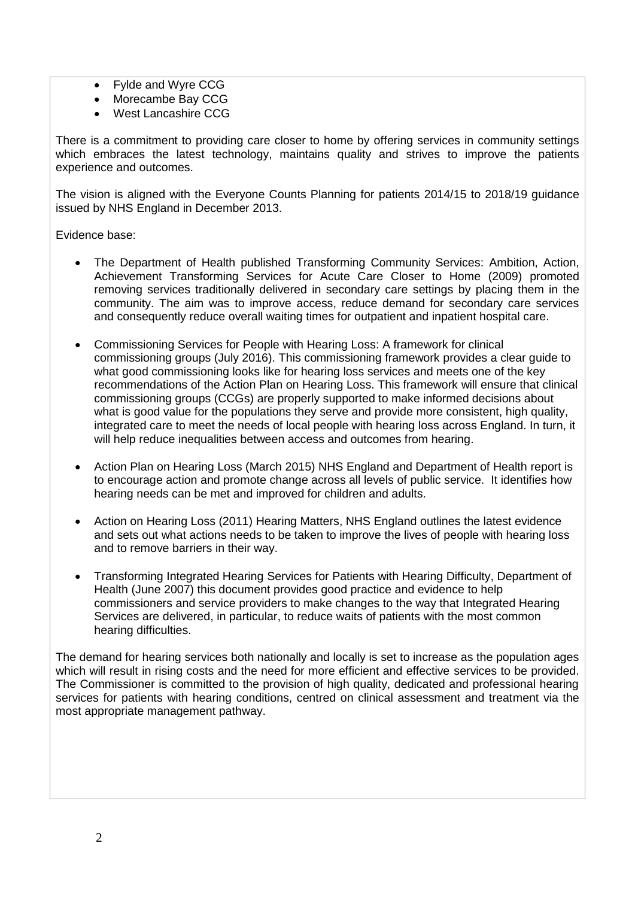- Fylde and Wyre CCG
- Morecambe Bay CCG
- West Lancashire CCG

There is a commitment to providing care closer to home by offering services in community settings which embraces the latest technology, maintains quality and strives to improve the patients experience and outcomes.

The vision is aligned with the Everyone Counts Planning for patients 2014/15 to 2018/19 guidance issued by NHS England in December 2013.

Evidence base:

- The Department of Health published Transforming Community Services: Ambition, Action, Achievement Transforming Services for Acute Care Closer to Home (2009) promoted removing services traditionally delivered in secondary care settings by placing them in the community. The aim was to improve access, reduce demand for secondary care services and consequently reduce overall waiting times for outpatient and inpatient hospital care.

- Commissioning Services for People with Hearing Loss: A framework for clinical commissioning groups (July 2016). This commissioning framework provides a clear guide to what good commissioning looks like for hearing loss services and meets one of the key recommendations of the Action Plan on Hearing Loss. This framework will ensure that clinical commissioning groups (CCGs) are properly supported to make informed decisions about what is good value for the populations they serve and provide more consistent, high quality, integrated care to meet the needs of local people with hearing loss across England. In turn, it will help reduce inequalities between access and outcomes from hearing.

- Action Plan on Hearing Loss (March 2015) NHS England and Department of Health report is to encourage action and promote change across all levels of public service. It identifies how hearing needs can be met and improved for children and adults.

- Action on Hearing Loss (2011) Hearing Matters, NHS England outlines the latest evidence and sets out what actions needs to be taken to improve the lives of people with hearing loss and to remove barriers in their way.

- Transforming Integrated Hearing Services for Patients with Hearing Difficulty, Department of Health (June 2007) this document provides good practice and evidence to help commissioners and service providers to make changes to the way that Integrated Hearing Services are delivered, in particular, to reduce waits of patients with the most common hearing difficulties.

The demand for hearing services both nationally and locally is set to increase as the population ages which will result in rising costs and the need for more efficient and effective services to be provided. The Commissioner is committed to the provision of high quality, dedicated and professional hearing services for patients with hearing conditions, centred on clinical assessment and treatment via the most appropriate management pathway.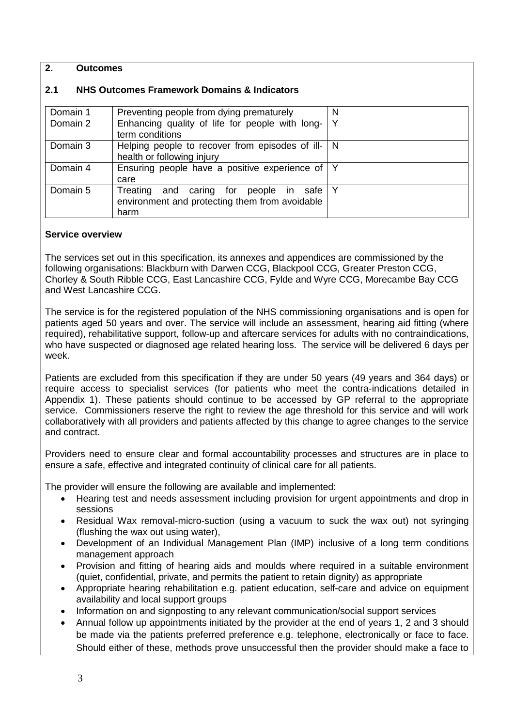## 2. Outcomes

### 2.1 NHS Outcomes Framework Domains & Indicators

| | | |
|---|---|---|
| Domain 1 | Preventing people from dying prematurely | N |
| Domain 2 | Enhancing quality of life for people with long-term conditions | Y |
| Domain 3 | Helping people to recover from episodes of ill-health or following injury | N |
| Domain 4 | Ensuring people have a positive experience of care | Y |
| Domain 5 | Treating and caring for people in safe environment and protecting them from avoidable harm | Y |

**Service overview**

The services set out in this specification, its annexes and appendices are commissioned by the following organisations: Blackburn with Darwen CCG, Blackpool CCG, Greater Preston CCG, Chorley & South Ribble CCG, East Lancashire CCG, Fylde and Wyre CCG, Morecambe Bay CCG and West Lancashire CCG.

The service is for the registered population of the NHS commissioning organisations and is open for patients aged 50 years and over. The service will include an assessment, hearing aid fitting (where required), rehabilitative support, follow-up and aftercare services for adults with no contraindications, who have suspected or diagnosed age related hearing loss. The service will be delivered 6 days per week.

Patients are excluded from this specification if they are under 50 years (49 years and 364 days) or require access to specialist services (for patients who meet the contra-indications detailed in Appendix 1). These patients should continue to be accessed by GP referral to the appropriate service. Commissioners reserve the right to review the age threshold for this service and will work collaboratively with all providers and patients affected by this change to agree changes to the service and contract.

Providers need to ensure clear and formal accountability processes and structures are in place to ensure a safe, effective and integrated continuity of clinical care for all patients.

The provider will ensure the following are available and implemented:

- Hearing test and needs assessment including provision for urgent appointments and drop in sessions
- Residual Wax removal-micro-suction (using a vacuum to suck the wax out) not syringing (flushing the wax out using water),
- Development of an Individual Management Plan (IMP) inclusive of a long term conditions management approach
- Provision and fitting of hearing aids and moulds where required in a suitable environment (quiet, confidential, private, and permits the patient to retain dignity) as appropriate
- Appropriate hearing rehabilitation e.g. patient education, self-care and advice on equipment availability and local support groups
- Information on and signposting to any relevant communication/social support services
- Annual follow up appointments initiated by the provider at the end of years 1, 2 and 3 should be made via the patients preferred preference e.g. telephone, electronically or face to face. Should either of these, methods prove unsuccessful then the provider should make a face to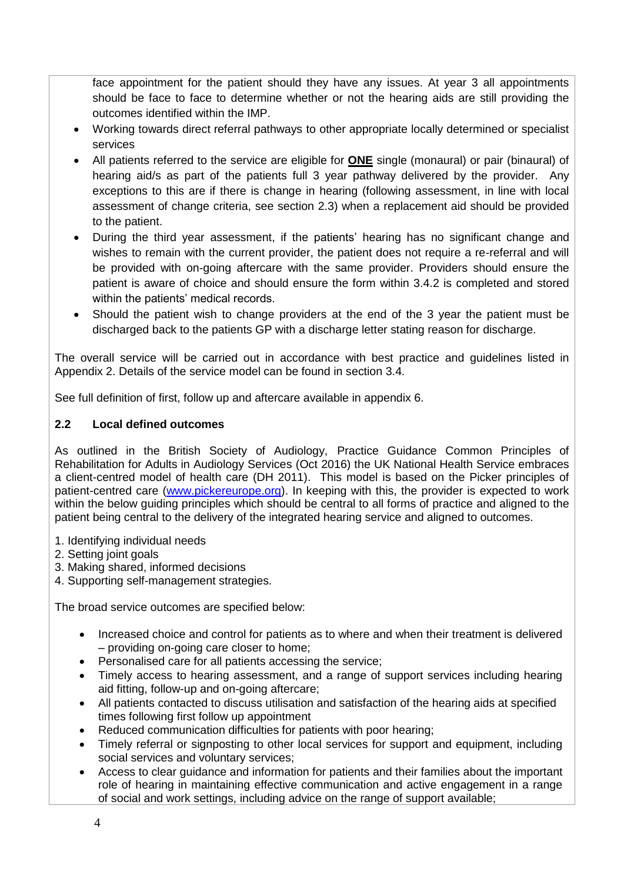face appointment for the patient should they have any issues. At year 3 all appointments should be face to face to determine whether or not the hearing aids are still providing the outcomes identified within the IMP.

- Working towards direct referral pathways to other appropriate locally determined or specialist services
- All patients referred to the service are eligible for **ONE** single (monaural) or pair (binaural) of hearing aid/s as part of the patients full 3 year pathway delivered by the provider. Any exceptions to this are if there is change in hearing (following assessment, in line with local assessment of change criteria, see section 2.3) when a replacement aid should be provided to the patient.
- During the third year assessment, if the patients' hearing has no significant change and wishes to remain with the current provider, the patient does not require a re-referral and will be provided with on-going aftercare with the same provider. Providers should ensure the patient is aware of choice and should ensure the form within 3.4.2 is completed and stored within the patients' medical records.
- Should the patient wish to change providers at the end of the 3 year the patient must be discharged back to the patients GP with a discharge letter stating reason for discharge.

The overall service will be carried out in accordance with best practice and guidelines listed in Appendix 2. Details of the service model can be found in section 3.4.

See full definition of first, follow up and aftercare available in appendix 6.

## 2.2 Local defined outcomes

As outlined in the British Society of Audiology, Practice Guidance Common Principles of Rehabilitation for Adults in Audiology Services (Oct 2016) the UK National Health Service embraces a client-centred model of health care (DH 2011). This model is based on the Picker principles of patient-centred care (www.pickereurope.org). In keeping with this, the provider is expected to work within the below guiding principles which should be central to all forms of practice and aligned to the patient being central to the delivery of the integrated hearing service and aligned to outcomes.

1. Identifying individual needs
2. Setting joint goals
3. Making shared, informed decisions
4. Supporting self-management strategies.

The broad service outcomes are specified below:

- Increased choice and control for patients as to where and when their treatment is delivered – providing on-going care closer to home;
- Personalised care for all patients accessing the service;
- Timely access to hearing assessment, and a range of support services including hearing aid fitting, follow-up and on-going aftercare;
- All patients contacted to discuss utilisation and satisfaction of the hearing aids at specified times following first follow up appointment
- Reduced communication difficulties for patients with poor hearing;
- Timely referral or signposting to other local services for support and equipment, including social services and voluntary services;
- Access to clear guidance and information for patients and their families about the important role of hearing in maintaining effective communication and active engagement in a range of social and work settings, including advice on the range of support available;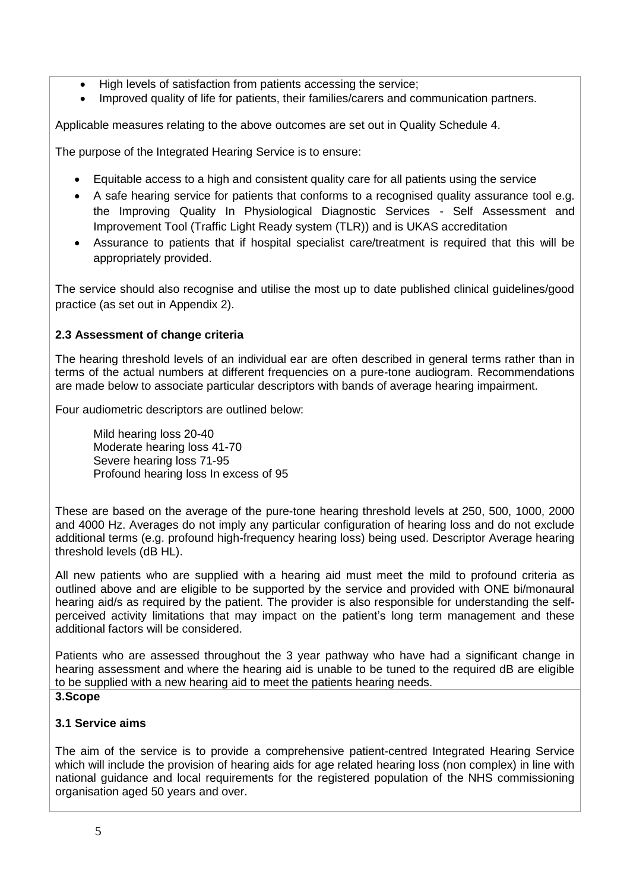- High levels of satisfaction from patients accessing the service;
- Improved quality of life for patients, their families/carers and communication partners.

Applicable measures relating to the above outcomes are set out in Quality Schedule 4.

The purpose of the Integrated Hearing Service is to ensure:

- Equitable access to a high and consistent quality care for all patients using the service
- A safe hearing service for patients that conforms to a recognised quality assurance tool e.g. the Improving Quality In Physiological Diagnostic Services - Self Assessment and Improvement Tool (Traffic Light Ready system (TLR)) and is UKAS accreditation
- Assurance to patients that if hospital specialist care/treatment is required that this will be appropriately provided.

The service should also recognise and utilise the most up to date published clinical guidelines/good practice (as set out in Appendix 2).

### 2.3 Assessment of change criteria

The hearing threshold levels of an individual ear are often described in general terms rather than in terms of the actual numbers at different frequencies on a pure-tone audiogram. Recommendations are made below to associate particular descriptors with bands of average hearing impairment.

Four audiometric descriptors are outlined below:

Mild hearing loss 20-40
Moderate hearing loss 41-70
Severe hearing loss 71-95
Profound hearing loss In excess of 95

These are based on the average of the pure-tone hearing threshold levels at 250, 500, 1000, 2000 and 4000 Hz. Averages do not imply any particular configuration of hearing loss and do not exclude additional terms (e.g. profound high-frequency hearing loss) being used. Descriptor Average hearing threshold levels (dB HL).

All new patients who are supplied with a hearing aid must meet the mild to profound criteria as outlined above and are eligible to be supported by the service and provided with ONE bi/monaural hearing aid/s as required by the patient. The provider is also responsible for understanding the self-perceived activity limitations that may impact on the patient's long term management and these additional factors will be considered.

Patients who are assessed throughout the 3 year pathway who have had a significant change in hearing assessment and where the hearing aid is unable to be tuned to the required dB are eligible to be supplied with a new hearing aid to meet the patients hearing needs.

## 3.Scope

### 3.1 Service aims

The aim of the service is to provide a comprehensive patient-centred Integrated Hearing Service which will include the provision of hearing aids for age related hearing loss (non complex) in line with national guidance and local requirements for the registered population of the NHS commissioning organisation aged 50 years and over.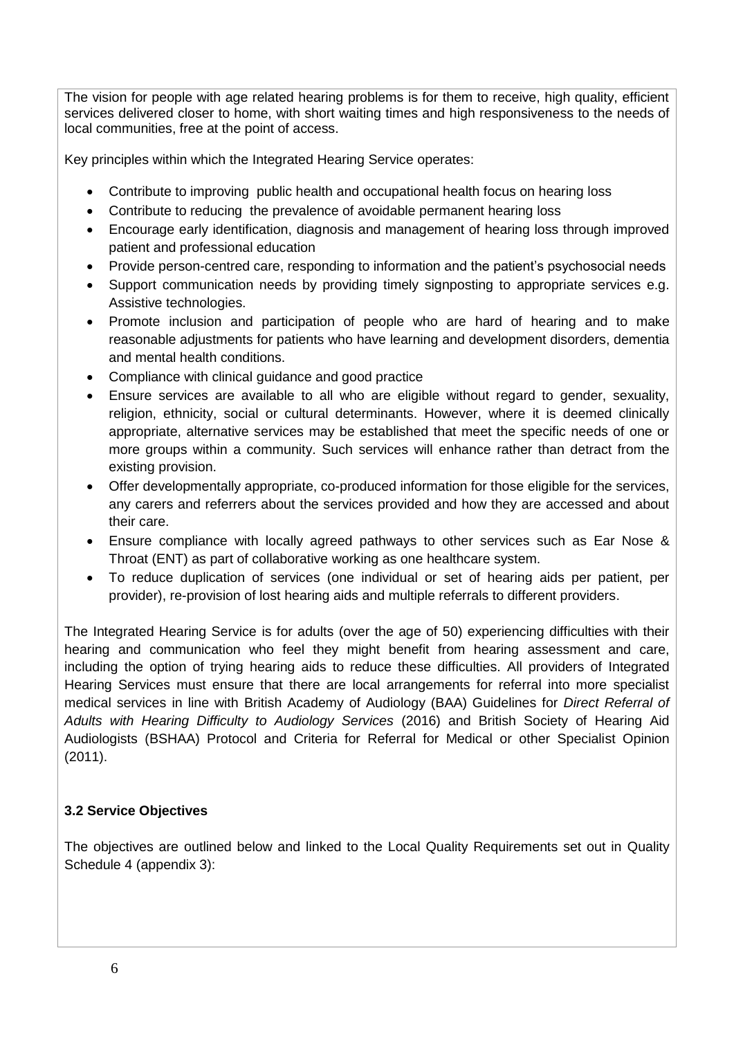The vision for people with age related hearing problems is for them to receive, high quality, efficient services delivered closer to home, with short waiting times and high responsiveness to the needs of local communities, free at the point of access.

Key principles within which the Integrated Hearing Service operates:

- Contribute to improving public health and occupational health focus on hearing loss
- Contribute to reducing the prevalence of avoidable permanent hearing loss
- Encourage early identification, diagnosis and management of hearing loss through improved patient and professional education
- Provide person-centred care, responding to information and the patient's psychosocial needs
- Support communication needs by providing timely signposting to appropriate services e.g. Assistive technologies.
- Promote inclusion and participation of people who are hard of hearing and to make reasonable adjustments for patients who have learning and development disorders, dementia and mental health conditions.
- Compliance with clinical guidance and good practice
- Ensure services are available to all who are eligible without regard to gender, sexuality, religion, ethnicity, social or cultural determinants. However, where it is deemed clinically appropriate, alternative services may be established that meet the specific needs of one or more groups within a community. Such services will enhance rather than detract from the existing provision.
- Offer developmentally appropriate, co-produced information for those eligible for the services, any carers and referrers about the services provided and how they are accessed and about their care.
- Ensure compliance with locally agreed pathways to other services such as Ear Nose & Throat (ENT) as part of collaborative working as one healthcare system.
- To reduce duplication of services (one individual or set of hearing aids per patient, per provider), re-provision of lost hearing aids and multiple referrals to different providers.

The Integrated Hearing Service is for adults (over the age of 50) experiencing difficulties with their hearing and communication who feel they might benefit from hearing assessment and care, including the option of trying hearing aids to reduce these difficulties. All providers of Integrated Hearing Services must ensure that there are local arrangements for referral into more specialist medical services in line with British Academy of Audiology (BAA) Guidelines for *Direct Referral of Adults with Hearing Difficulty to Audiology Services* (2016) and British Society of Hearing Aid Audiologists (BSHAA) Protocol and Criteria for Referral for Medical or other Specialist Opinion (2011).

### 3.2 Service Objectives

The objectives are outlined below and linked to the Local Quality Requirements set out in Quality Schedule 4 (appendix 3):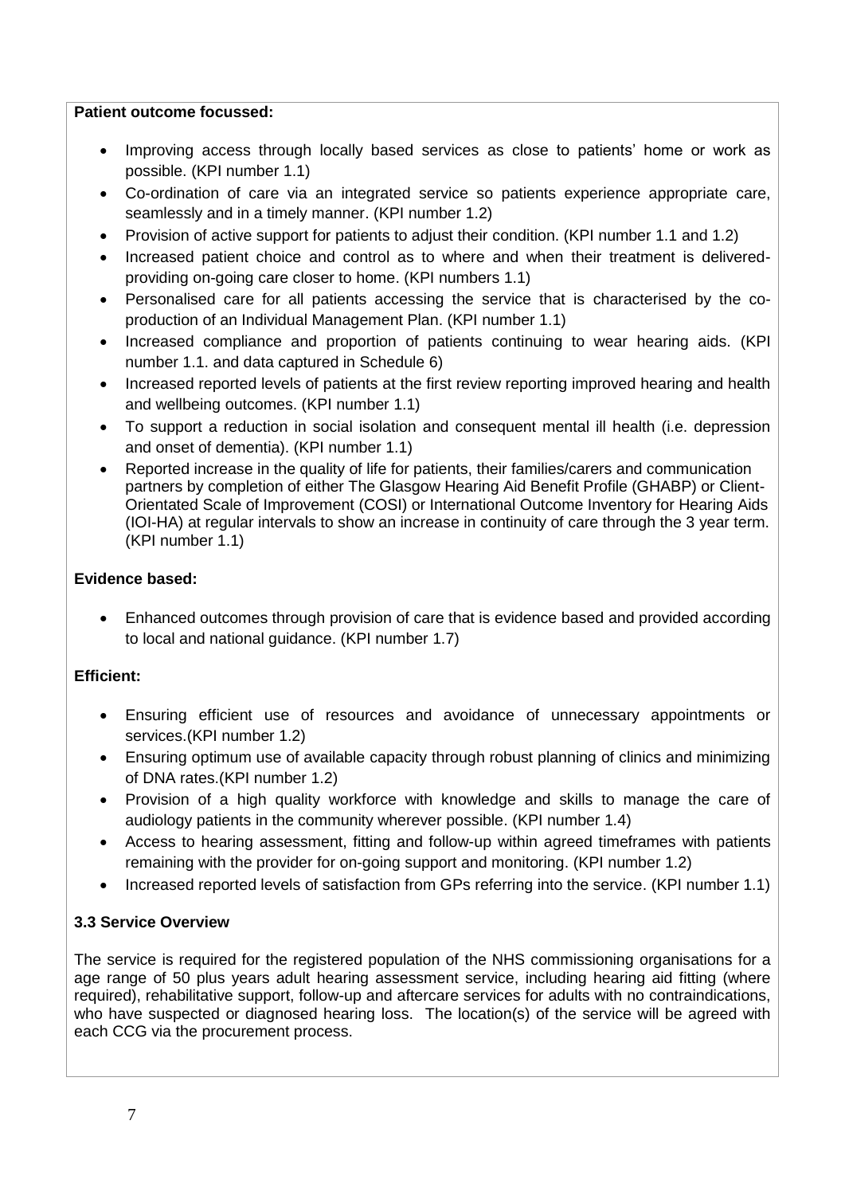**Patient outcome focussed:**

- Improving access through locally based services as close to patients' home or work as possible. (KPI number 1.1)
- Co-ordination of care via an integrated service so patients experience appropriate care, seamlessly and in a timely manner. (KPI number 1.2)
- Provision of active support for patients to adjust their condition. (KPI number 1.1 and 1.2)
- Increased patient choice and control as to where and when their treatment is delivered- providing on-going care closer to home. (KPI numbers 1.1)
- Personalised care for all patients accessing the service that is characterised by the co-production of an Individual Management Plan. (KPI number 1.1)
- Increased compliance and proportion of patients continuing to wear hearing aids. (KPI number 1.1. and data captured in Schedule 6)
- Increased reported levels of patients at the first review reporting improved hearing and health and wellbeing outcomes. (KPI number 1.1)
- To support a reduction in social isolation and consequent mental ill health (i.e. depression and onset of dementia). (KPI number 1.1)
- Reported increase in the quality of life for patients, their families/carers and communication partners by completion of either The Glasgow Hearing Aid Benefit Profile (GHABP) or Client-Orientated Scale of Improvement (COSI) or International Outcome Inventory for Hearing Aids (IOI-HA) at regular intervals to show an increase in continuity of care through the 3 year term. (KPI number 1.1)

**Evidence based:**

- Enhanced outcomes through provision of care that is evidence based and provided according to local and national guidance. (KPI number 1.7)

**Efficient:**

- Ensuring efficient use of resources and avoidance of unnecessary appointments or services.(KPI number 1.2)
- Ensuring optimum use of available capacity through robust planning of clinics and minimizing of DNA rates.(KPI number 1.2)
- Provision of a high quality workforce with knowledge and skills to manage the care of audiology patients in the community wherever possible. (KPI number 1.4)
- Access to hearing assessment, fitting and follow-up within agreed timeframes with patients remaining with the provider for on-going support and monitoring. (KPI number 1.2)
- Increased reported levels of satisfaction from GPs referring into the service. (KPI number 1.1)

### 3.3 Service Overview

The service is required for the registered population of the NHS commissioning organisations for a age range of 50 plus years adult hearing assessment service, including hearing aid fitting (where required), rehabilitative support, follow-up and aftercare services for adults with no contraindications, who have suspected or diagnosed hearing loss. The location(s) of the service will be agreed with each CCG via the procurement process.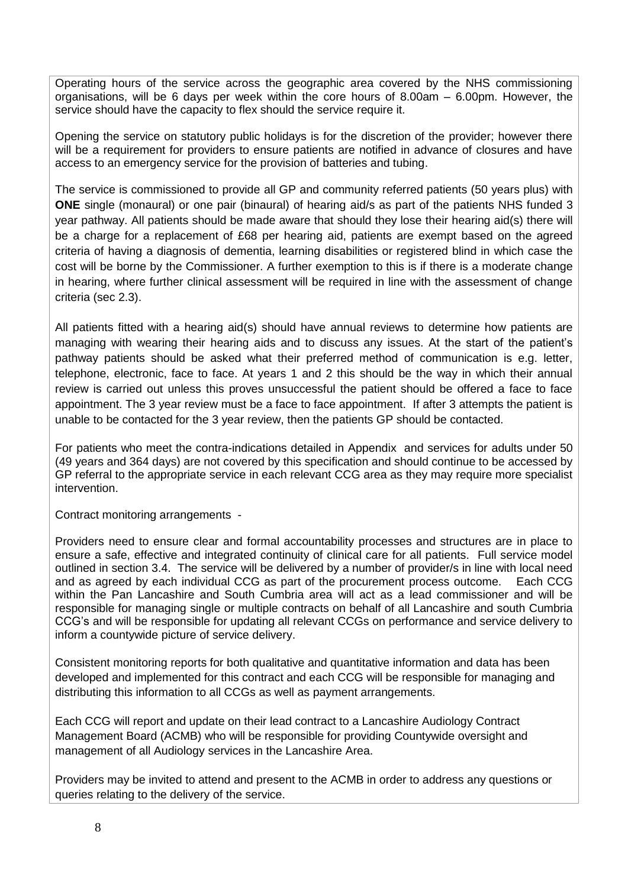Operating hours of the service across the geographic area covered by the NHS commissioning organisations, will be 6 days per week within the core hours of 8.00am – 6.00pm. However, the service should have the capacity to flex should the service require it.

Opening the service on statutory public holidays is for the discretion of the provider; however there will be a requirement for providers to ensure patients are notified in advance of closures and have access to an emergency service for the provision of batteries and tubing.

The service is commissioned to provide all GP and community referred patients (50 years plus) with **ONE** single (monaural) or one pair (binaural) of hearing aid/s as part of the patients NHS funded 3 year pathway. All patients should be made aware that should they lose their hearing aid(s) there will be a charge for a replacement of £68 per hearing aid, patients are exempt based on the agreed criteria of having a diagnosis of dementia, learning disabilities or registered blind in which case the cost will be borne by the Commissioner. A further exemption to this is if there is a moderate change in hearing, where further clinical assessment will be required in line with the assessment of change criteria (sec 2.3).

All patients fitted with a hearing aid(s) should have annual reviews to determine how patients are managing with wearing their hearing aids and to discuss any issues. At the start of the patient's pathway patients should be asked what their preferred method of communication is e.g. letter, telephone, electronic, face to face. At years 1 and 2 this should be the way in which their annual review is carried out unless this proves unsuccessful the patient should be offered a face to face appointment. The 3 year review must be a face to face appointment. If after 3 attempts the patient is unable to be contacted for the 3 year review, then the patients GP should be contacted.

For patients who meet the contra-indications detailed in Appendix and services for adults under 50 (49 years and 364 days) are not covered by this specification and should continue to be accessed by GP referral to the appropriate service in each relevant CCG area as they may require more specialist intervention.

Contract monitoring arrangements -

Providers need to ensure clear and formal accountability processes and structures are in place to ensure a safe, effective and integrated continuity of clinical care for all patients. Full service model outlined in section 3.4. The service will be delivered by a number of provider/s in line with local need and as agreed by each individual CCG as part of the procurement process outcome. Each CCG within the Pan Lancashire and South Cumbria area will act as a lead commissioner and will be responsible for managing single or multiple contracts on behalf of all Lancashire and south Cumbria CCG's and will be responsible for updating all relevant CCGs on performance and service delivery to inform a countywide picture of service delivery.

Consistent monitoring reports for both qualitative and quantitative information and data has been developed and implemented for this contract and each CCG will be responsible for managing and distributing this information to all CCGs as well as payment arrangements.

Each CCG will report and update on their lead contract to a Lancashire Audiology Contract Management Board (ACMB) who will be responsible for providing Countywide oversight and management of all Audiology services in the Lancashire Area.

Providers may be invited to attend and present to the ACMB in order to address any questions or queries relating to the delivery of the service.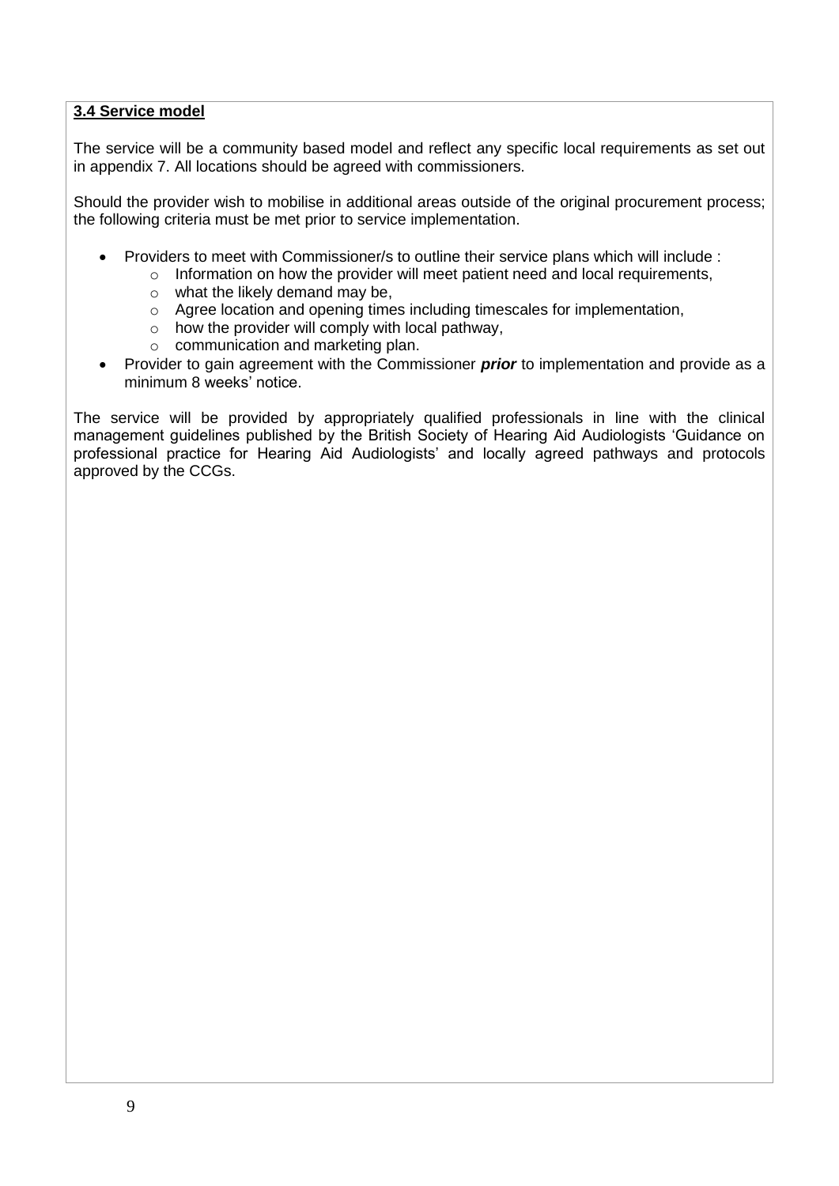**3.4 Service model**

The service will be a community based model and reflect any specific local requirements as set out in appendix 7. All locations should be agreed with commissioners.

Should the provider wish to mobilise in additional areas outside of the original procurement process; the following criteria must be met prior to service implementation.

- Providers to meet with Commissioner/s to outline their service plans which will include :
  - Information on how the provider will meet patient need and local requirements,
  - what the likely demand may be,
  - Agree location and opening times including timescales for implementation,
  - how the provider will comply with local pathway,
  - communication and marketing plan.
- Provider to gain agreement with the Commissioner ***prior*** to implementation and provide as a minimum 8 weeks' notice.

The service will be provided by appropriately qualified professionals in line with the clinical management guidelines published by the British Society of Hearing Aid Audiologists 'Guidance on professional practice for Hearing Aid Audiologists' and locally agreed pathways and protocols approved by the CCGs.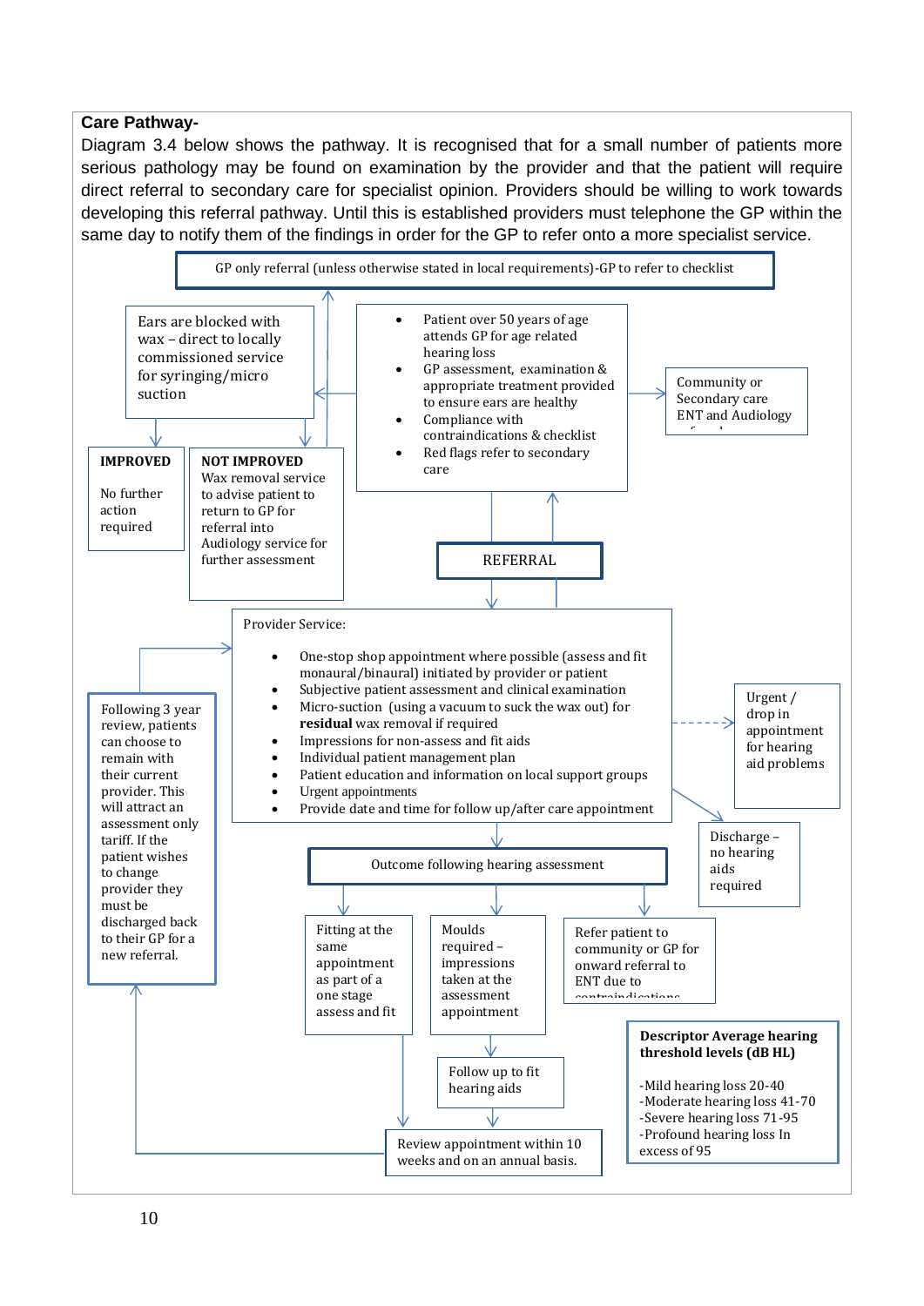**Care Pathway-**

Diagram 3.4 below shows the pathway. It is recognised that for a small number of patients more serious pathology may be found on examination by the provider and that the patient will require direct referral to secondary care for specialist opinion. Providers should be willing to work towards developing this referral pathway. Until this is established providers must telephone the GP within the same day to notify them of the findings in order for the GP to refer onto a more specialist service.

GP only referral (unless otherwise stated in local requirements)-GP to refer to checklist

Ears are blocked with wax – direct to locally commissioned service for syringing/micro suction

- Patient over 50 years of age attends GP for age related hearing loss
- GP assessment, examination & appropriate treatment provided to ensure ears are healthy
- Compliance with contraindications & checklist
- Red flags refer to secondary care

Community or Secondary care ENT and Audiology

**IMPROVED**

No further action required

**NOT IMPROVED**
Wax removal service to advise patient to return to GP for referral into Audiology service for further assessment

REFERRAL

Provider Service:

- One-stop shop appointment where possible (assess and fit monaural/binaural) initiated by provider or patient
- Subjective patient assessment and clinical examination
- Micro-suction (using a vacuum to suck the wax out) for **residual** wax removal if required
- Impressions for non-assess and fit aids
- Individual patient management plan
- Patient education and information on local support groups
- Urgent appointments
- Provide date and time for follow up/after care appointment

Urgent / drop in appointment for hearing aid problems

Discharge – no hearing aids required

Following 3 year review, patients can choose to remain with their current provider. This will attract an assessment only tariff. If the patient wishes to change provider they must be discharged back to their GP for a new referral.

Outcome following hearing assessment

Fitting at the same appointment as part of a one stage assess and fit

Moulds required – impressions taken at the assessment appointment

Refer patient to community or GP for onward referral to ENT due to contraindications

Follow up to fit hearing aids

Review appointment within 10 weeks and on an annual basis.

**Descriptor Average hearing threshold levels (dB HL)**

- -Mild hearing loss 20-40
- -Moderate hearing loss 41-70
- -Severe hearing loss 71-95
- -Profound hearing loss In excess of 95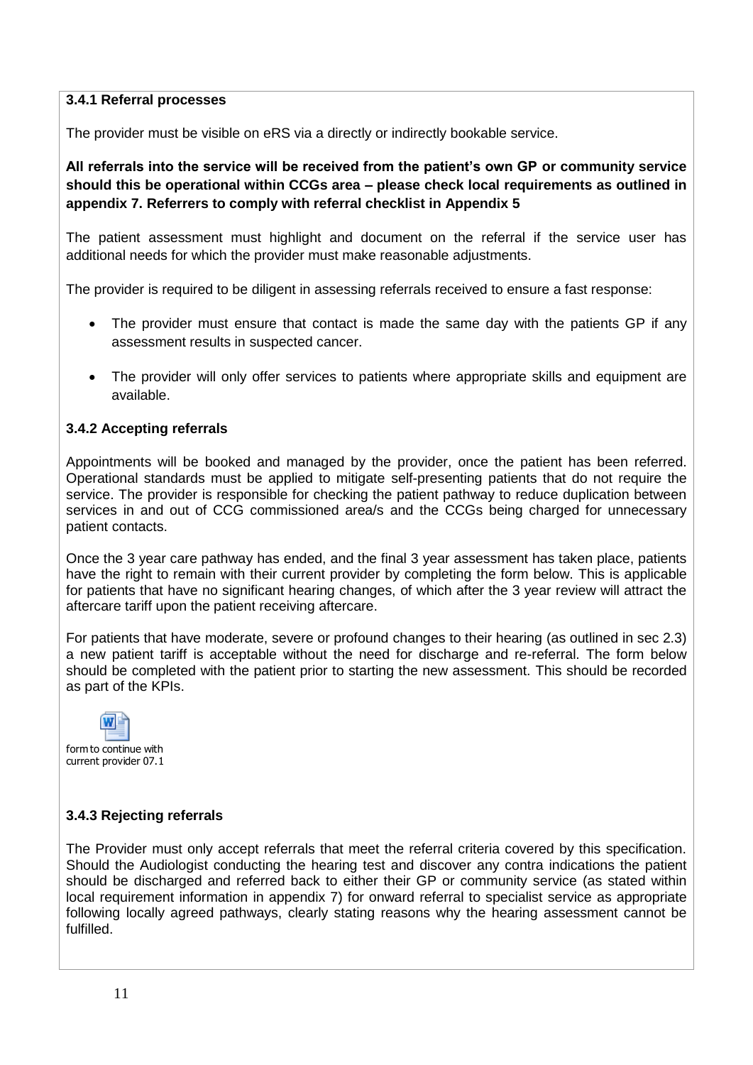### 3.4.1 Referral processes

The provider must be visible on eRS via a directly or indirectly bookable service.

**All referrals into the service will be received from the patient's own GP or community service should this be operational within CCGs area – please check local requirements as outlined in appendix 7. Referrers to comply with referral checklist in Appendix 5**

The patient assessment must highlight and document on the referral if the service user has additional needs for which the provider must make reasonable adjustments.

The provider is required to be diligent in assessing referrals received to ensure a fast response:

- The provider must ensure that contact is made the same day with the patients GP if any assessment results in suspected cancer.
- The provider will only offer services to patients where appropriate skills and equipment are available.

### 3.4.2 Accepting referrals

Appointments will be booked and managed by the provider, once the patient has been referred. Operational standards must be applied to mitigate self-presenting patients that do not require the service. The provider is responsible for checking the patient pathway to reduce duplication between services in and out of CCG commissioned area/s and the CCGs being charged for unnecessary patient contacts.

Once the 3 year care pathway has ended, and the final 3 year assessment has taken place, patients have the right to remain with their current provider by completing the form below. This is applicable for patients that have no significant hearing changes, of which after the 3 year review will attract the aftercare tariff upon the patient receiving aftercare.

For patients that have moderate, severe or profound changes to their hearing (as outlined in sec 2.3) a new patient tariff is acceptable without the need for discharge and re-referral. The form below should be completed with the patient prior to starting the new assessment. This should be recorded as part of the KPIs.

form to continue with current provider 07.1

### 3.4.3 Rejecting referrals

The Provider must only accept referrals that meet the referral criteria covered by this specification. Should the Audiologist conducting the hearing test and discover any contra indications the patient should be discharged and referred back to either their GP or community service (as stated within local requirement information in appendix 7) for onward referral to specialist service as appropriate following locally agreed pathways, clearly stating reasons why the hearing assessment cannot be fulfilled.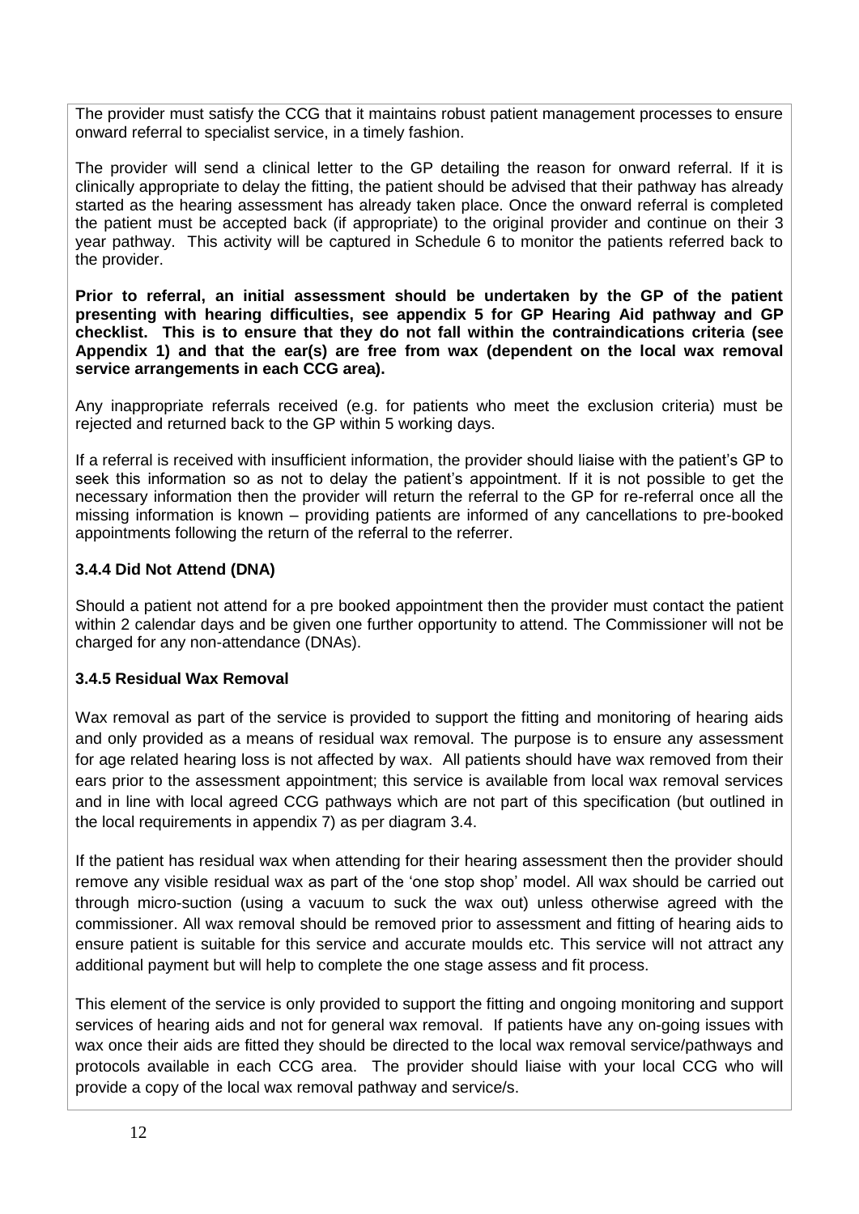The provider must satisfy the CCG that it maintains robust patient management processes to ensure onward referral to specialist service, in a timely fashion.

The provider will send a clinical letter to the GP detailing the reason for onward referral. If it is clinically appropriate to delay the fitting, the patient should be advised that their pathway has already started as the hearing assessment has already taken place. Once the onward referral is completed the patient must be accepted back (if appropriate) to the original provider and continue on their 3 year pathway. This activity will be captured in Schedule 6 to monitor the patients referred back to the provider.

**Prior to referral, an initial assessment should be undertaken by the GP of the patient presenting with hearing difficulties, see appendix 5 for GP Hearing Aid pathway and GP checklist. This is to ensure that they do not fall within the contraindications criteria (see Appendix 1) and that the ear(s) are free from wax (dependent on the local wax removal service arrangements in each CCG area).**

Any inappropriate referrals received (e.g. for patients who meet the exclusion criteria) must be rejected and returned back to the GP within 5 working days.

If a referral is received with insufficient information, the provider should liaise with the patient's GP to seek this information so as not to delay the patient's appointment. If it is not possible to get the necessary information then the provider will return the referral to the GP for re-referral once all the missing information is known – providing patients are informed of any cancellations to pre-booked appointments following the return of the referral to the referrer.

### 3.4.4 Did Not Attend (DNA)

Should a patient not attend for a pre booked appointment then the provider must contact the patient within 2 calendar days and be given one further opportunity to attend. The Commissioner will not be charged for any non-attendance (DNAs).

### 3.4.5 Residual Wax Removal

Wax removal as part of the service is provided to support the fitting and monitoring of hearing aids and only provided as a means of residual wax removal. The purpose is to ensure any assessment for age related hearing loss is not affected by wax. All patients should have wax removed from their ears prior to the assessment appointment; this service is available from local wax removal services and in line with local agreed CCG pathways which are not part of this specification (but outlined in the local requirements in appendix 7) as per diagram 3.4.

If the patient has residual wax when attending for their hearing assessment then the provider should remove any visible residual wax as part of the 'one stop shop' model. All wax should be carried out through micro-suction (using a vacuum to suck the wax out) unless otherwise agreed with the commissioner. All wax removal should be removed prior to assessment and fitting of hearing aids to ensure patient is suitable for this service and accurate moulds etc. This service will not attract any additional payment but will help to complete the one stage assess and fit process.

This element of the service is only provided to support the fitting and ongoing monitoring and support services of hearing aids and not for general wax removal. If patients have any on-going issues with wax once their aids are fitted they should be directed to the local wax removal service/pathways and protocols available in each CCG area. The provider should liaise with your local CCG who will provide a copy of the local wax removal pathway and service/s.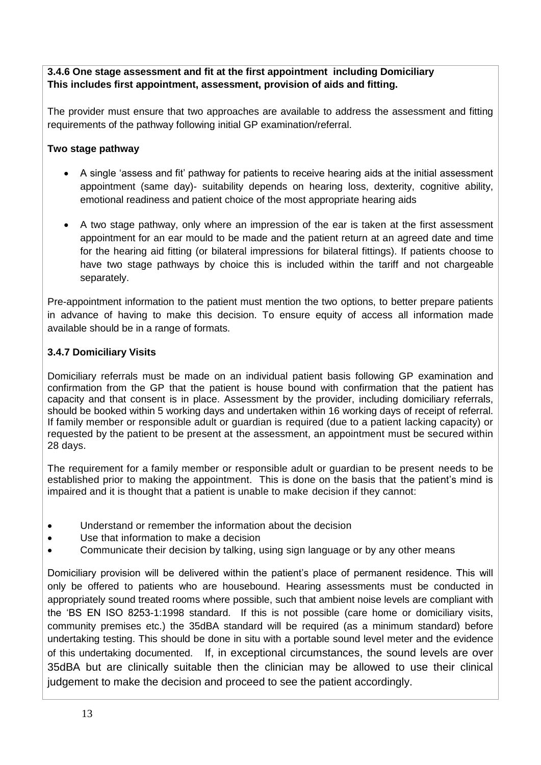**3.4.6 One stage assessment and fit at the first appointment including Domiciliary**
**This includes first appointment, assessment, provision of aids and fitting.**

The provider must ensure that two approaches are available to address the assessment and fitting requirements of the pathway following initial GP examination/referral.

**Two stage pathway**

- A single 'assess and fit' pathway for patients to receive hearing aids at the initial assessment appointment (same day)- suitability depends on hearing loss, dexterity, cognitive ability, emotional readiness and patient choice of the most appropriate hearing aids
- A two stage pathway, only where an impression of the ear is taken at the first assessment appointment for an ear mould to be made and the patient return at an agreed date and time for the hearing aid fitting (or bilateral impressions for bilateral fittings). If patients choose to have two stage pathways by choice this is included within the tariff and not chargeable separately.

Pre-appointment information to the patient must mention the two options, to better prepare patients in advance of having to make this decision. To ensure equity of access all information made available should be in a range of formats.

**3.4.7 Domiciliary Visits**

Domiciliary referrals must be made on an individual patient basis following GP examination and confirmation from the GP that the patient is house bound with confirmation that the patient has capacity and that consent is in place. Assessment by the provider, including domiciliary referrals, should be booked within 5 working days and undertaken within 16 working days of receipt of referral. If family member or responsible adult or guardian is required (due to a patient lacking capacity) or requested by the patient to be present at the assessment, an appointment must be secured within 28 days.

The requirement for a family member or responsible adult or guardian to be present needs to be established prior to making the appointment. This is done on the basis that the patient's mind is impaired and it is thought that a patient is unable to make decision if they cannot:

- Understand or remember the information about the decision
- Use that information to make a decision
- Communicate their decision by talking, using sign language or by any other means

Domiciliary provision will be delivered within the patient's place of permanent residence. This will only be offered to patients who are housebound. Hearing assessments must be conducted in appropriately sound treated rooms where possible, such that ambient noise levels are compliant with the 'BS EN ISO 8253-1:1998 standard. If this is not possible (care home or domiciliary visits, community premises etc.) the 35dBA standard will be required (as a minimum standard) before undertaking testing. This should be done in situ with a portable sound level meter and the evidence of this undertaking documented. If, in exceptional circumstances, the sound levels are over 35dBA but are clinically suitable then the clinician may be allowed to use their clinical judgement to make the decision and proceed to see the patient accordingly.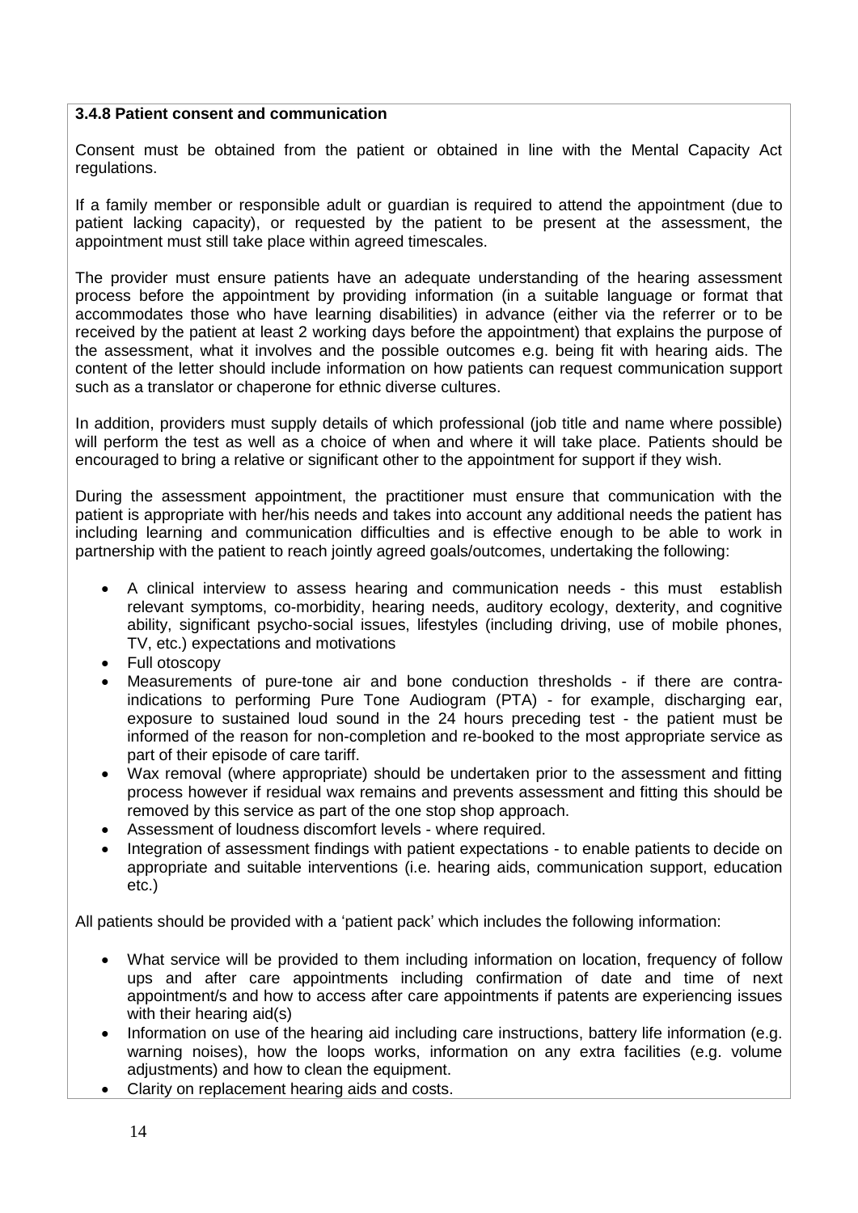**3.4.8 Patient consent and communication**

Consent must be obtained from the patient or obtained in line with the Mental Capacity Act regulations.

If a family member or responsible adult or guardian is required to attend the appointment (due to patient lacking capacity), or requested by the patient to be present at the assessment, the appointment must still take place within agreed timescales.

The provider must ensure patients have an adequate understanding of the hearing assessment process before the appointment by providing information (in a suitable language or format that accommodates those who have learning disabilities) in advance (either via the referrer or to be received by the patient at least 2 working days before the appointment) that explains the purpose of the assessment, what it involves and the possible outcomes e.g. being fit with hearing aids. The content of the letter should include information on how patients can request communication support such as a translator or chaperone for ethnic diverse cultures.

In addition, providers must supply details of which professional (job title and name where possible) will perform the test as well as a choice of when and where it will take place. Patients should be encouraged to bring a relative or significant other to the appointment for support if they wish.

During the assessment appointment, the practitioner must ensure that communication with the patient is appropriate with her/his needs and takes into account any additional needs the patient has including learning and communication difficulties and is effective enough to be able to work in partnership with the patient to reach jointly agreed goals/outcomes, undertaking the following:

- A clinical interview to assess hearing and communication needs - this must establish relevant symptoms, co-morbidity, hearing needs, auditory ecology, dexterity, and cognitive ability, significant psycho-social issues, lifestyles (including driving, use of mobile phones, TV, etc.) expectations and motivations
- Full otoscopy
- Measurements of pure-tone air and bone conduction thresholds - if there are contra-indications to performing Pure Tone Audiogram (PTA) - for example, discharging ear, exposure to sustained loud sound in the 24 hours preceding test - the patient must be informed of the reason for non-completion and re-booked to the most appropriate service as part of their episode of care tariff.
- Wax removal (where appropriate) should be undertaken prior to the assessment and fitting process however if residual wax remains and prevents assessment and fitting this should be removed by this service as part of the one stop shop approach.
- Assessment of loudness discomfort levels - where required.
- Integration of assessment findings with patient expectations - to enable patients to decide on appropriate and suitable interventions (i.e. hearing aids, communication support, education etc.)

All patients should be provided with a 'patient pack' which includes the following information:

- What service will be provided to them including information on location, frequency of follow ups and after care appointments including confirmation of date and time of next appointment/s and how to access after care appointments if patents are experiencing issues with their hearing aid(s)
- Information on use of the hearing aid including care instructions, battery life information (e.g. warning noises), how the loops works, information on any extra facilities (e.g. volume adjustments) and how to clean the equipment.
- Clarity on replacement hearing aids and costs.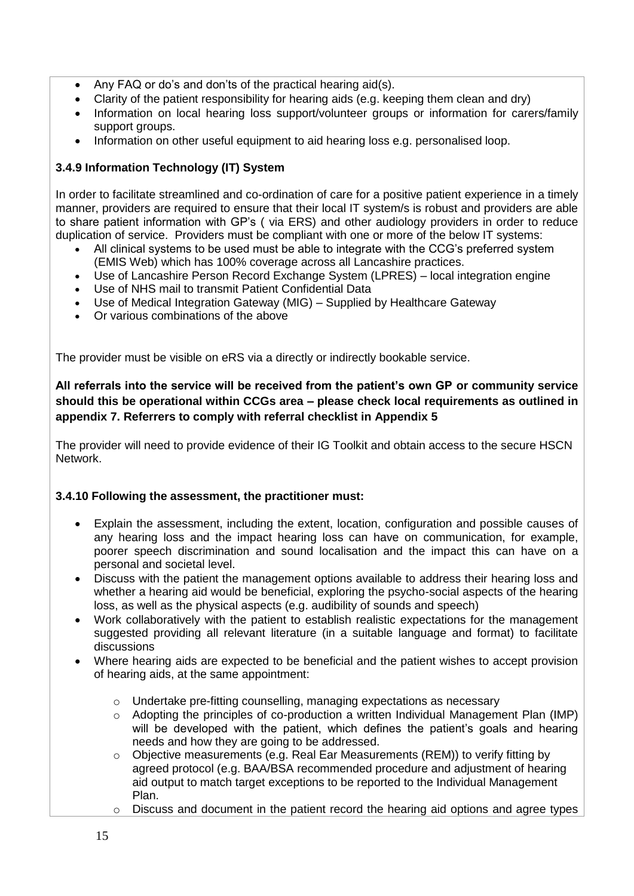- Any FAQ or do's and don'ts of the practical hearing aid(s).
- Clarity of the patient responsibility for hearing aids (e.g. keeping them clean and dry)
- Information on local hearing loss support/volunteer groups or information for carers/family support groups.
- Information on other useful equipment to aid hearing loss e.g. personalised loop.

**3.4.9 Information Technology (IT) System**

In order to facilitate streamlined and co-ordination of care for a positive patient experience in a timely manner, providers are required to ensure that their local IT system/s is robust and providers are able to share patient information with GP's ( via ERS) and other audiology providers in order to reduce duplication of service. Providers must be compliant with one or more of the below IT systems:

- All clinical systems to be used must be able to integrate with the CCG's preferred system (EMIS Web) which has 100% coverage across all Lancashire practices.
- Use of Lancashire Person Record Exchange System (LPRES) – local integration engine
- Use of NHS mail to transmit Patient Confidential Data
- Use of Medical Integration Gateway (MIG) – Supplied by Healthcare Gateway
- Or various combinations of the above

The provider must be visible on eRS via a directly or indirectly bookable service.

**All referrals into the service will be received from the patient's own GP or community service should this be operational within CCGs area – please check local requirements as outlined in appendix 7. Referrers to comply with referral checklist in Appendix 5**

The provider will need to provide evidence of their IG Toolkit and obtain access to the secure HSCN Network.

**3.4.10 Following the assessment, the practitioner must:**

- Explain the assessment, including the extent, location, configuration and possible causes of any hearing loss and the impact hearing loss can have on communication, for example, poorer speech discrimination and sound localisation and the impact this can have on a personal and societal level.
- Discuss with the patient the management options available to address their hearing loss and whether a hearing aid would be beneficial, exploring the psycho-social aspects of the hearing loss, as well as the physical aspects (e.g. audibility of sounds and speech)
- Work collaboratively with the patient to establish realistic expectations for the management suggested providing all relevant literature (in a suitable language and format) to facilitate discussions
- Where hearing aids are expected to be beneficial and the patient wishes to accept provision of hearing aids, at the same appointment:
  - Undertake pre-fitting counselling, managing expectations as necessary
  - Adopting the principles of co-production a written Individual Management Plan (IMP) will be developed with the patient, which defines the patient's goals and hearing needs and how they are going to be addressed.
  - Objective measurements (e.g. Real Ear Measurements (REM)) to verify fitting by agreed protocol (e.g. BAA/BSA recommended procedure and adjustment of hearing aid output to match target exceptions to be reported to the Individual Management Plan.
  - Discuss and document in the patient record the hearing aid options and agree types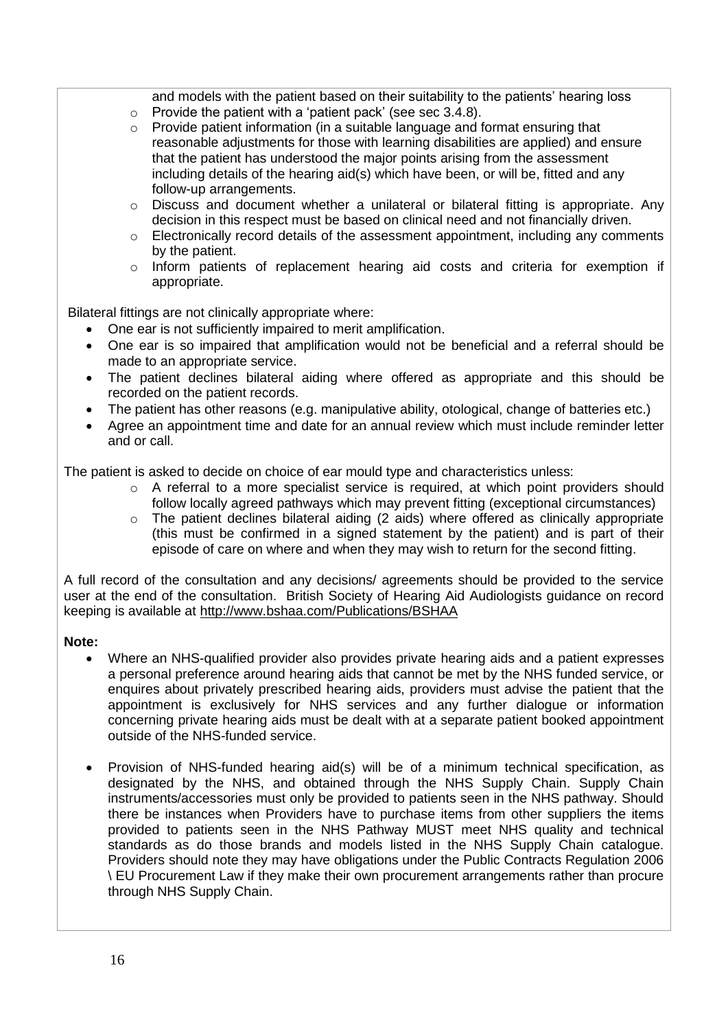and models with the patient based on their suitability to the patients' hearing loss

- Provide the patient with a 'patient pack' (see sec 3.4.8).
- Provide patient information (in a suitable language and format ensuring that reasonable adjustments for those with learning disabilities are applied) and ensure that the patient has understood the major points arising from the assessment including details of the hearing aid(s) which have been, or will be, fitted and any follow-up arrangements.
- Discuss and document whether a unilateral or bilateral fitting is appropriate. Any decision in this respect must be based on clinical need and not financially driven.
- Electronically record details of the assessment appointment, including any comments by the patient.
- Inform patients of replacement hearing aid costs and criteria for exemption if appropriate.

Bilateral fittings are not clinically appropriate where:

- One ear is not sufficiently impaired to merit amplification.
- One ear is so impaired that amplification would not be beneficial and a referral should be made to an appropriate service.
- The patient declines bilateral aiding where offered as appropriate and this should be recorded on the patient records.
- The patient has other reasons (e.g. manipulative ability, otological, change of batteries etc.)
- Agree an appointment time and date for an annual review which must include reminder letter and or call.

The patient is asked to decide on choice of ear mould type and characteristics unless:

- A referral to a more specialist service is required, at which point providers should follow locally agreed pathways which may prevent fitting (exceptional circumstances)
- The patient declines bilateral aiding (2 aids) where offered as clinically appropriate (this must be confirmed in a signed statement by the patient) and is part of their episode of care on where and when they may wish to return for the second fitting.

A full record of the consultation and any decisions/ agreements should be provided to the service user at the end of the consultation. British Society of Hearing Aid Audiologists guidance on record keeping is available at http://www.bshaa.com/Publications/BSHAA

**Note:**

- Where an NHS-qualified provider also provides private hearing aids and a patient expresses a personal preference around hearing aids that cannot be met by the NHS funded service, or enquires about privately prescribed hearing aids, providers must advise the patient that the appointment is exclusively for NHS services and any further dialogue or information concerning private hearing aids must be dealt with at a separate patient booked appointment outside of the NHS-funded service.

- Provision of NHS-funded hearing aid(s) will be of a minimum technical specification, as designated by the NHS, and obtained through the NHS Supply Chain. Supply Chain instruments/accessories must only be provided to patients seen in the NHS pathway. Should there be instances when Providers have to purchase items from other suppliers the items provided to patients seen in the NHS Pathway MUST meet NHS quality and technical standards as do those brands and models listed in the NHS Supply Chain catalogue. Providers should note they may have obligations under the Public Contracts Regulation 2006 \ EU Procurement Law if they make their own procurement arrangements rather than procure through NHS Supply Chain.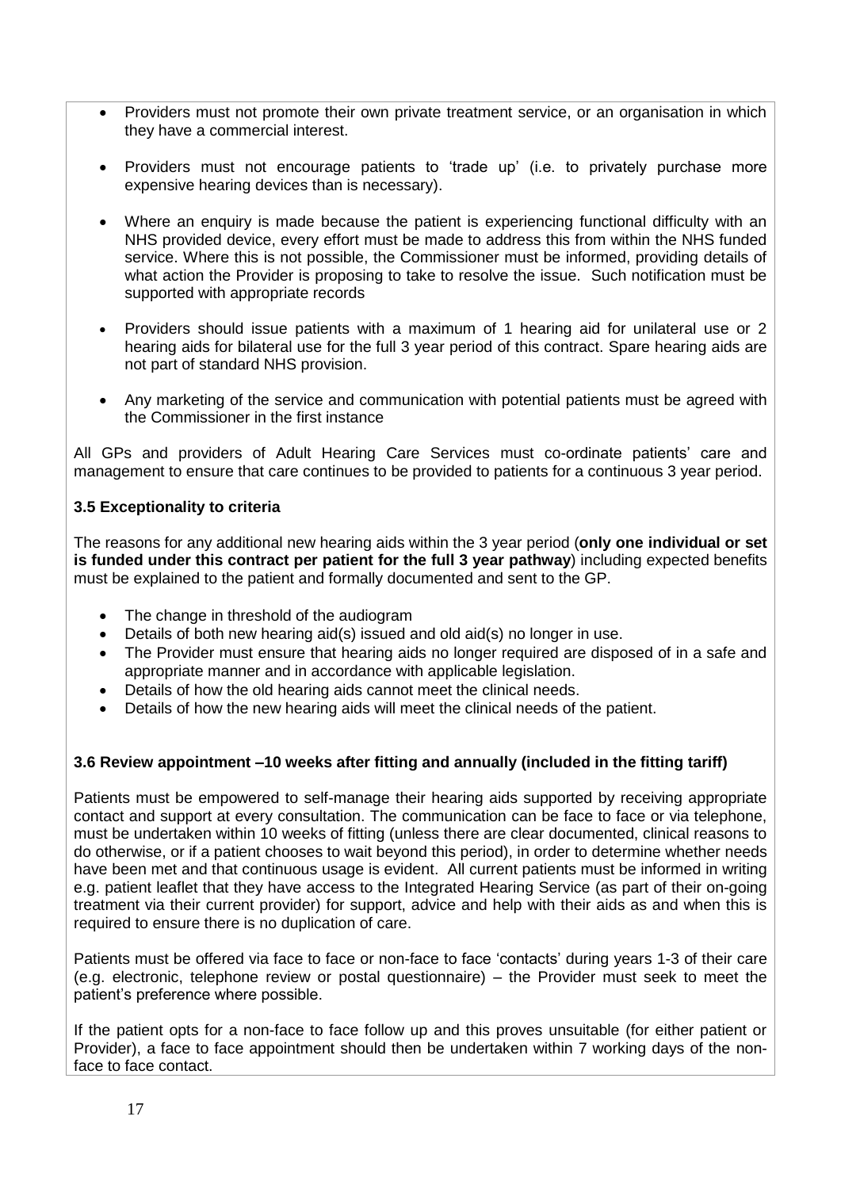- Providers must not promote their own private treatment service, or an organisation in which they have a commercial interest.
- Providers must not encourage patients to 'trade up' (i.e. to privately purchase more expensive hearing devices than is necessary).
- Where an enquiry is made because the patient is experiencing functional difficulty with an NHS provided device, every effort must be made to address this from within the NHS funded service. Where this is not possible, the Commissioner must be informed, providing details of what action the Provider is proposing to take to resolve the issue. Such notification must be supported with appropriate records
- Providers should issue patients with a maximum of 1 hearing aid for unilateral use or 2 hearing aids for bilateral use for the full 3 year period of this contract. Spare hearing aids are not part of standard NHS provision.
- Any marketing of the service and communication with potential patients must be agreed with the Commissioner in the first instance

All GPs and providers of Adult Hearing Care Services must co-ordinate patients' care and management to ensure that care continues to be provided to patients for a continuous 3 year period.

### 3.5 Exceptionality to criteria

The reasons for any additional new hearing aids within the 3 year period (**only one individual or set is funded under this contract per patient for the full 3 year pathway**) including expected benefits must be explained to the patient and formally documented and sent to the GP.

- The change in threshold of the audiogram
- Details of both new hearing aid(s) issued and old aid(s) no longer in use.
- The Provider must ensure that hearing aids no longer required are disposed of in a safe and appropriate manner and in accordance with applicable legislation.
- Details of how the old hearing aids cannot meet the clinical needs.
- Details of how the new hearing aids will meet the clinical needs of the patient.

### 3.6 Review appointment –10 weeks after fitting and annually (included in the fitting tariff)

Patients must be empowered to self-manage their hearing aids supported by receiving appropriate contact and support at every consultation. The communication can be face to face or via telephone, must be undertaken within 10 weeks of fitting (unless there are clear documented, clinical reasons to do otherwise, or if a patient chooses to wait beyond this period), in order to determine whether needs have been met and that continuous usage is evident. All current patients must be informed in writing e.g. patient leaflet that they have access to the Integrated Hearing Service (as part of their on-going treatment via their current provider) for support, advice and help with their aids as and when this is required to ensure there is no duplication of care.

Patients must be offered via face to face or non-face to face 'contacts' during years 1-3 of their care (e.g. electronic, telephone review or postal questionnaire) – the Provider must seek to meet the patient's preference where possible.

If the patient opts for a non-face to face follow up and this proves unsuitable (for either patient or Provider), a face to face appointment should then be undertaken within 7 working days of the non-face to face contact.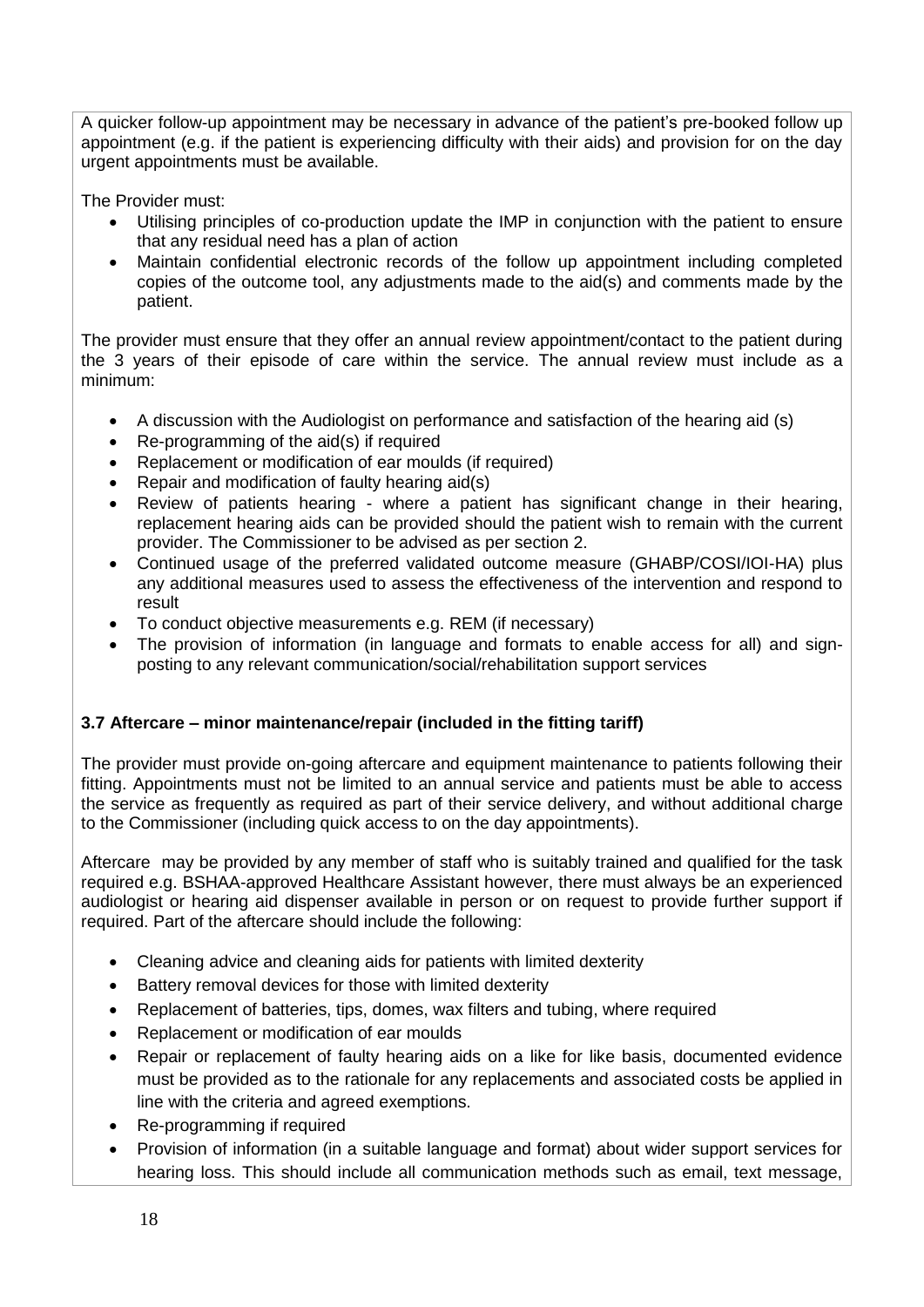A quicker follow-up appointment may be necessary in advance of the patient's pre-booked follow up appointment (e.g. if the patient is experiencing difficulty with their aids) and provision for on the day urgent appointments must be available.

The Provider must:

- Utilising principles of co-production update the IMP in conjunction with the patient to ensure that any residual need has a plan of action
- Maintain confidential electronic records of the follow up appointment including completed copies of the outcome tool, any adjustments made to the aid(s) and comments made by the patient.

The provider must ensure that they offer an annual review appointment/contact to the patient during the 3 years of their episode of care within the service. The annual review must include as a minimum:

- A discussion with the Audiologist on performance and satisfaction of the hearing aid (s)
- Re-programming of the aid(s) if required
- Replacement or modification of ear moulds (if required)
- Repair and modification of faulty hearing aid(s)
- Review of patients hearing - where a patient has significant change in their hearing, replacement hearing aids can be provided should the patient wish to remain with the current provider. The Commissioner to be advised as per section 2.
- Continued usage of the preferred validated outcome measure (GHABP/COSI/IOI-HA) plus any additional measures used to assess the effectiveness of the intervention and respond to result
- To conduct objective measurements e.g. REM (if necessary)
- The provision of information (in language and formats to enable access for all) and sign-posting to any relevant communication/social/rehabilitation support services

### 3.7 Aftercare – minor maintenance/repair (included in the fitting tariff)

The provider must provide on-going aftercare and equipment maintenance to patients following their fitting. Appointments must not be limited to an annual service and patients must be able to access the service as frequently as required as part of their service delivery, and without additional charge to the Commissioner (including quick access to on the day appointments).

Aftercare may be provided by any member of staff who is suitably trained and qualified for the task required e.g. BSHAA-approved Healthcare Assistant however, there must always be an experienced audiologist or hearing aid dispenser available in person or on request to provide further support if required. Part of the aftercare should include the following:

- Cleaning advice and cleaning aids for patients with limited dexterity
- Battery removal devices for those with limited dexterity
- Replacement of batteries, tips, domes, wax filters and tubing, where required
- Replacement or modification of ear moulds
- Repair or replacement of faulty hearing aids on a like for like basis, documented evidence must be provided as to the rationale for any replacements and associated costs be applied in line with the criteria and agreed exemptions.
- Re-programming if required
- Provision of information (in a suitable language and format) about wider support services for hearing loss. This should include all communication methods such as email, text message,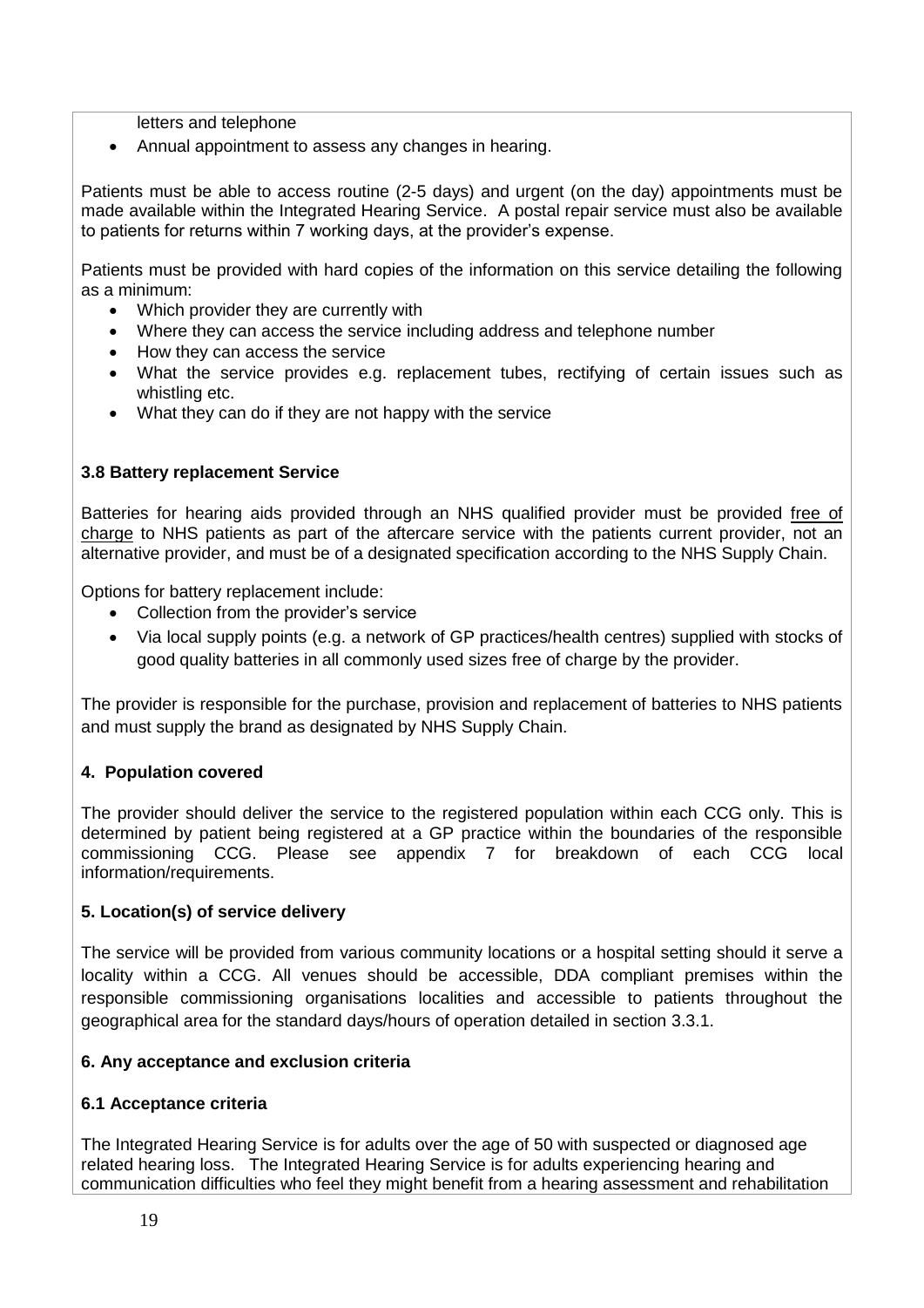letters and telephone

- Annual appointment to assess any changes in hearing.

Patients must be able to access routine (2-5 days) and urgent (on the day) appointments must be made available within the Integrated Hearing Service. A postal repair service must also be available to patients for returns within 7 working days, at the provider's expense.

Patients must be provided with hard copies of the information on this service detailing the following as a minimum:

- Which provider they are currently with
- Where they can access the service including address and telephone number
- How they can access the service
- What the service provides e.g. replacement tubes, rectifying of certain issues such as whistling etc.
- What they can do if they are not happy with the service

### 3.8 Battery replacement Service

Batteries for hearing aids provided through an NHS qualified provider must be provided free of charge to NHS patients as part of the aftercare service with the patients current provider, not an alternative provider, and must be of a designated specification according to the NHS Supply Chain.

Options for battery replacement include:

- Collection from the provider's service
- Via local supply points (e.g. a network of GP practices/health centres) supplied with stocks of good quality batteries in all commonly used sizes free of charge by the provider.

The provider is responsible for the purchase, provision and replacement of batteries to NHS patients and must supply the brand as designated by NHS Supply Chain.

## 4. Population covered

The provider should deliver the service to the registered population within each CCG only. This is determined by patient being registered at a GP practice within the boundaries of the responsible commissioning CCG. Please see appendix 7 for breakdown of each CCG local information/requirements.

## 5. Location(s) of service delivery

The service will be provided from various community locations or a hospital setting should it serve a locality within a CCG. All venues should be accessible, DDA compliant premises within the responsible commissioning organisations localities and accessible to patients throughout the geographical area for the standard days/hours of operation detailed in section 3.3.1.

## 6. Any acceptance and exclusion criteria

### 6.1 Acceptance criteria

The Integrated Hearing Service is for adults over the age of 50 with suspected or diagnosed age related hearing loss. The Integrated Hearing Service is for adults experiencing hearing and communication difficulties who feel they might benefit from a hearing assessment and rehabilitation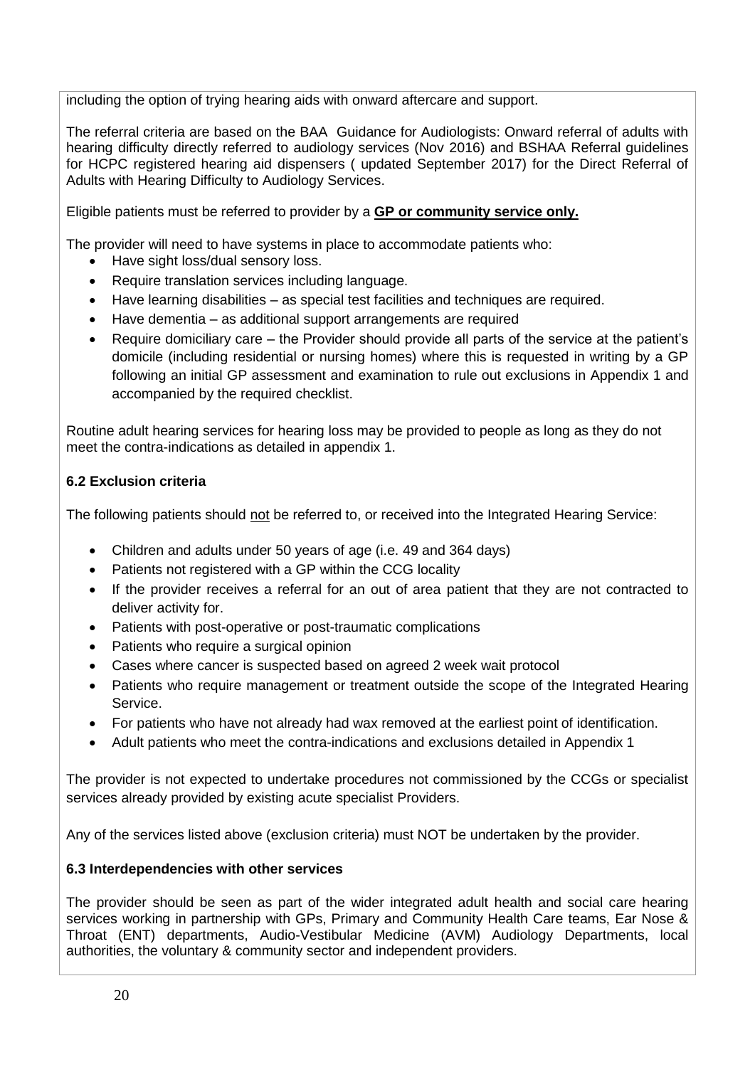including the option of trying hearing aids with onward aftercare and support.

The referral criteria are based on the BAA Guidance for Audiologists: Onward referral of adults with hearing difficulty directly referred to audiology services (Nov 2016) and BSHAA Referral guidelines for HCPC registered hearing aid dispensers ( updated September 2017) for the Direct Referral of Adults with Hearing Difficulty to Audiology Services.

Eligible patients must be referred to provider by a **GP or community service only.**

The provider will need to have systems in place to accommodate patients who:

- Have sight loss/dual sensory loss.
- Require translation services including language.
- Have learning disabilities – as special test facilities and techniques are required.
- Have dementia – as additional support arrangements are required
- Require domiciliary care – the Provider should provide all parts of the service at the patient's domicile (including residential or nursing homes) where this is requested in writing by a GP following an initial GP assessment and examination to rule out exclusions in Appendix 1 and accompanied by the required checklist.

Routine adult hearing services for hearing loss may be provided to people as long as they do not meet the contra-indications as detailed in appendix 1.

### 6.2 Exclusion criteria

The following patients should not be referred to, or received into the Integrated Hearing Service:

- Children and adults under 50 years of age (i.e. 49 and 364 days)
- Patients not registered with a GP within the CCG locality
- If the provider receives a referral for an out of area patient that they are not contracted to deliver activity for.
- Patients with post-operative or post-traumatic complications
- Patients who require a surgical opinion
- Cases where cancer is suspected based on agreed 2 week wait protocol
- Patients who require management or treatment outside the scope of the Integrated Hearing Service.
- For patients who have not already had wax removed at the earliest point of identification.
- Adult patients who meet the contra-indications and exclusions detailed in Appendix 1

The provider is not expected to undertake procedures not commissioned by the CCGs or specialist services already provided by existing acute specialist Providers.

Any of the services listed above (exclusion criteria) must NOT be undertaken by the provider.

### 6.3 Interdependencies with other services

The provider should be seen as part of the wider integrated adult health and social care hearing services working in partnership with GPs, Primary and Community Health Care teams, Ear Nose & Throat (ENT) departments, Audio-Vestibular Medicine (AVM) Audiology Departments, local authorities, the voluntary & community sector and independent providers.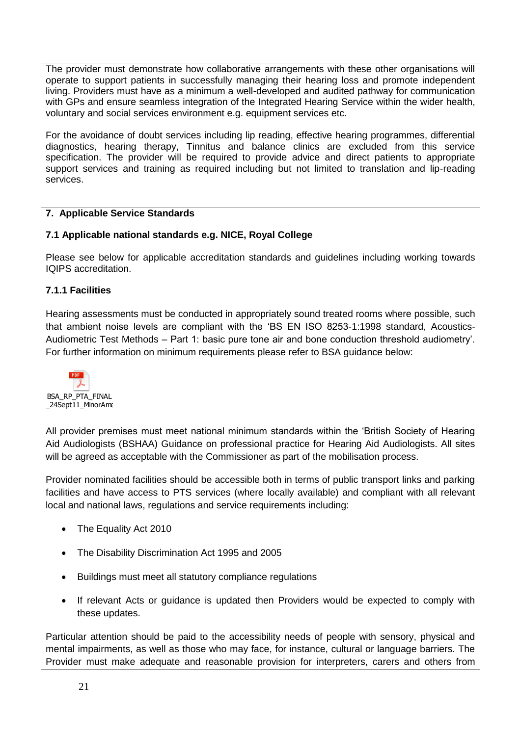The provider must demonstrate how collaborative arrangements with these other organisations will operate to support patients in successfully managing their hearing loss and promote independent living. Providers must have as a minimum a well-developed and audited pathway for communication with GPs and ensure seamless integration of the Integrated Hearing Service within the wider health, voluntary and social services environment e.g. equipment services etc.

For the avoidance of doubt services including lip reading, effective hearing programmes, differential diagnostics, hearing therapy, Tinnitus and balance clinics are excluded from this service specification. The provider will be required to provide advice and direct patients to appropriate support services and training as required including but not limited to translation and lip-reading services.

## 7. Applicable Service Standards

### 7.1 Applicable national standards e.g. NICE, Royal College

Please see below for applicable accreditation standards and guidelines including working towards IQIPS accreditation.

#### 7.1.1 Facilities

Hearing assessments must be conducted in appropriately sound treated rooms where possible, such that ambient noise levels are compliant with the 'BS EN ISO 8253-1:1998 standard, Acoustics-Audiometric Test Methods – Part 1: basic pure tone air and bone conduction threshold audiometry'. For further information on minimum requirements please refer to BSA guidance below:

BSA_RP_PTA_FINAL_24Sept11_MinorAme

All provider premises must meet national minimum standards within the 'British Society of Hearing Aid Audiologists (BSHAA) Guidance on professional practice for Hearing Aid Audiologists. All sites will be agreed as acceptable with the Commissioner as part of the mobilisation process.

Provider nominated facilities should be accessible both in terms of public transport links and parking facilities and have access to PTS services (where locally available) and compliant with all relevant local and national laws, regulations and service requirements including:

- The Equality Act 2010
- The Disability Discrimination Act 1995 and 2005
- Buildings must meet all statutory compliance regulations
- If relevant Acts or guidance is updated then Providers would be expected to comply with these updates.

Particular attention should be paid to the accessibility needs of people with sensory, physical and mental impairments, as well as those who may face, for instance, cultural or language barriers. The Provider must make adequate and reasonable provision for interpreters, carers and others from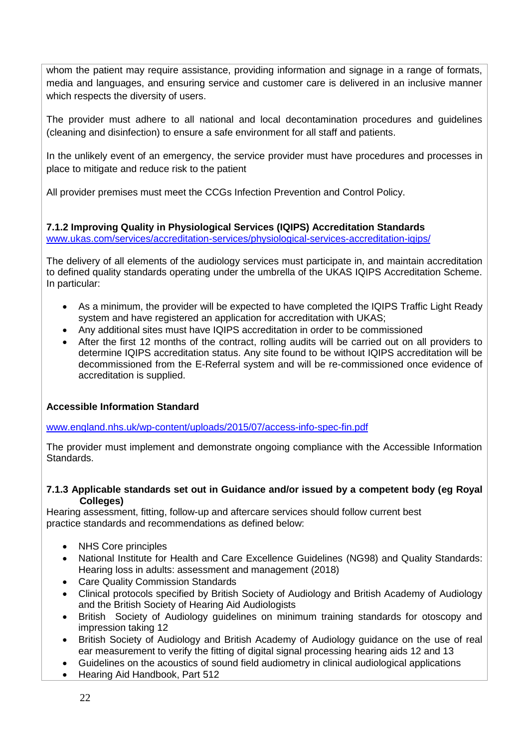whom the patient may require assistance, providing information and signage in a range of formats, media and languages, and ensuring service and customer care is delivered in an inclusive manner which respects the diversity of users.

The provider must adhere to all national and local decontamination procedures and guidelines (cleaning and disinfection) to ensure a safe environment for all staff and patients.

In the unlikely event of an emergency, the service provider must have procedures and processes in place to mitigate and reduce risk to the patient

All provider premises must meet the CCGs Infection Prevention and Control Policy.

**7.1.2 Improving Quality in Physiological Services (IQIPS) Accreditation Standards**
www.ukas.com/services/accreditation-services/physiological-services-accreditation-iqips/

The delivery of all elements of the audiology services must participate in, and maintain accreditation to defined quality standards operating under the umbrella of the UKAS IQIPS Accreditation Scheme. In particular:

- As a minimum, the provider will be expected to have completed the IQIPS Traffic Light Ready system and have registered an application for accreditation with UKAS;
- Any additional sites must have IQIPS accreditation in order to be commissioned
- After the first 12 months of the contract, rolling audits will be carried out on all providers to determine IQIPS accreditation status. Any site found to be without IQIPS accreditation will be decommissioned from the E-Referral system and will be re-commissioned once evidence of accreditation is supplied.

**Accessible Information Standard**

www.england.nhs.uk/wp-content/uploads/2015/07/access-info-spec-fin.pdf

The provider must implement and demonstrate ongoing compliance with the Accessible Information Standards.

**7.1.3 Applicable standards set out in Guidance and/or issued by a competent body (eg Royal Colleges)**

Hearing assessment, fitting, follow-up and aftercare services should follow current best practice standards and recommendations as defined below:

- NHS Core principles
- National Institute for Health and Care Excellence Guidelines (NG98) and Quality Standards: Hearing loss in adults: assessment and management (2018)
- Care Quality Commission Standards
- Clinical protocols specified by British Society of Audiology and British Academy of Audiology and the British Society of Hearing Aid Audiologists
- British Society of Audiology guidelines on minimum training standards for otoscopy and impression taking 12
- British Society of Audiology and British Academy of Audiology guidance on the use of real ear measurement to verify the fitting of digital signal processing hearing aids 12 and 13
- Guidelines on the acoustics of sound field audiometry in clinical audiological applications
- Hearing Aid Handbook, Part 512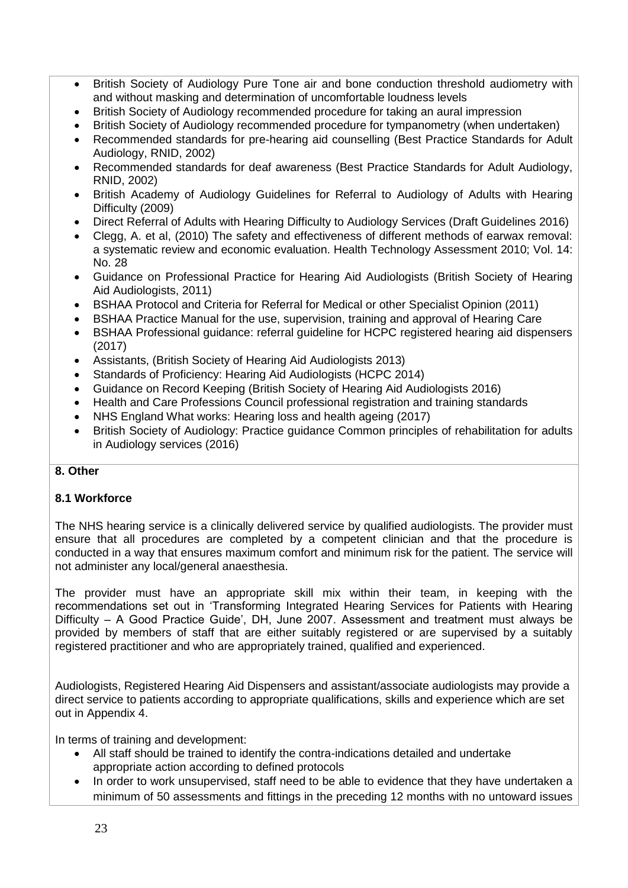- British Society of Audiology Pure Tone air and bone conduction threshold audiometry with and without masking and determination of uncomfortable loudness levels
- British Society of Audiology recommended procedure for taking an aural impression
- British Society of Audiology recommended procedure for tympanometry (when undertaken)
- Recommended standards for pre-hearing aid counselling (Best Practice Standards for Adult Audiology, RNID, 2002)
- Recommended standards for deaf awareness (Best Practice Standards for Adult Audiology, RNID, 2002)
- British Academy of Audiology Guidelines for Referral to Audiology of Adults with Hearing Difficulty (2009)
- Direct Referral of Adults with Hearing Difficulty to Audiology Services (Draft Guidelines 2016)
- Clegg, A. et al, (2010) The safety and effectiveness of different methods of earwax removal: a systematic review and economic evaluation. Health Technology Assessment 2010; Vol. 14: No. 28
- Guidance on Professional Practice for Hearing Aid Audiologists (British Society of Hearing Aid Audiologists, 2011)
- BSHAA Protocol and Criteria for Referral for Medical or other Specialist Opinion (2011)
- BSHAA Practice Manual for the use, supervision, training and approval of Hearing Care
- BSHAA Professional guidance: referral guideline for HCPC registered hearing aid dispensers (2017)
- Assistants, (British Society of Hearing Aid Audiologists 2013)
- Standards of Proficiency: Hearing Aid Audiologists (HCPC 2014)
- Guidance on Record Keeping (British Society of Hearing Aid Audiologists 2016)
- Health and Care Professions Council professional registration and training standards
- NHS England What works: Hearing loss and health ageing (2017)
- British Society of Audiology: Practice guidance Common principles of rehabilitation for adults in Audiology services (2016)

## 8. Other

### 8.1 Workforce

The NHS hearing service is a clinically delivered service by qualified audiologists. The provider must ensure that all procedures are completed by a competent clinician and that the procedure is conducted in a way that ensures maximum comfort and minimum risk for the patient. The service will not administer any local/general anaesthesia.

The provider must have an appropriate skill mix within their team, in keeping with the recommendations set out in 'Transforming Integrated Hearing Services for Patients with Hearing Difficulty – A Good Practice Guide', DH, June 2007. Assessment and treatment must always be provided by members of staff that are either suitably registered or are supervised by a suitably registered practitioner and who are appropriately trained, qualified and experienced.

Audiologists, Registered Hearing Aid Dispensers and assistant/associate audiologists may provide a direct service to patients according to appropriate qualifications, skills and experience which are set out in Appendix 4.

In terms of training and development:

- All staff should be trained to identify the contra-indications detailed and undertake appropriate action according to defined protocols
- In order to work unsupervised, staff need to be able to evidence that they have undertaken a minimum of 50 assessments and fittings in the preceding 12 months with no untoward issues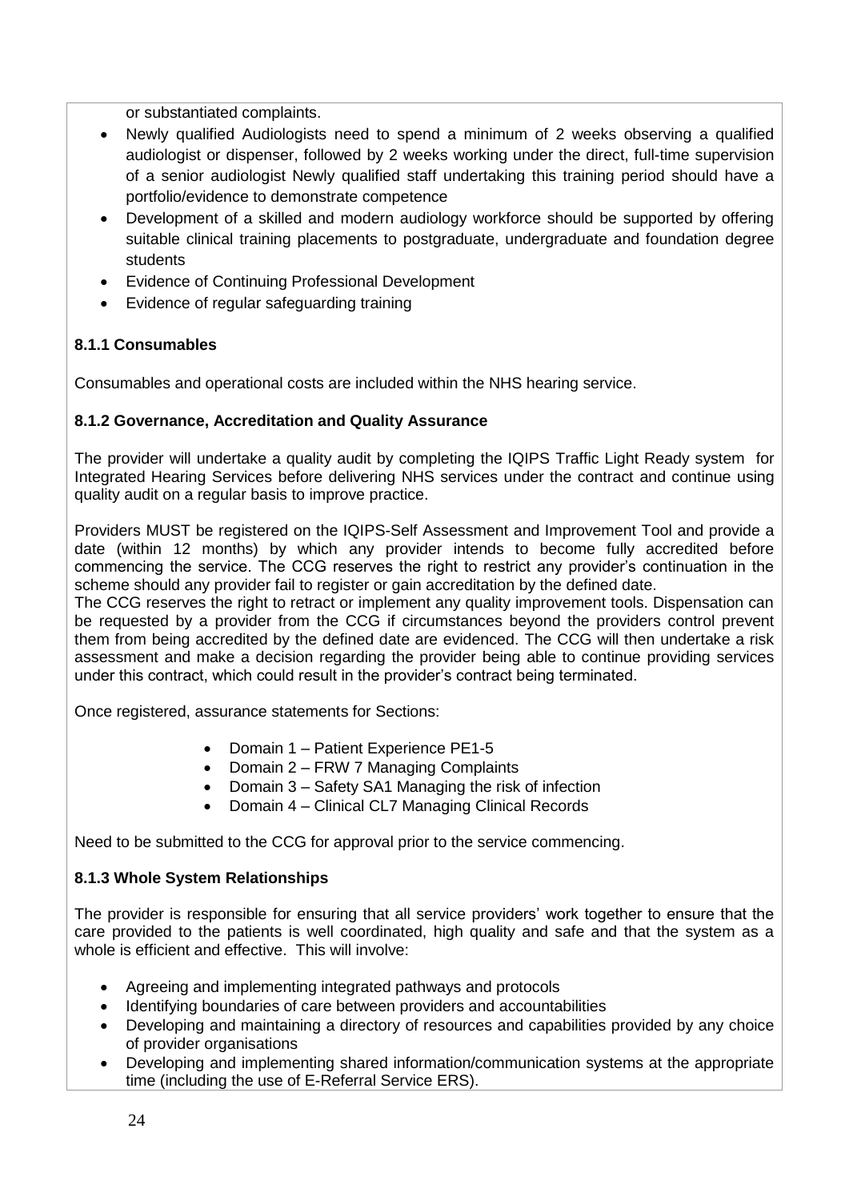or substantiated complaints.

- Newly qualified Audiologists need to spend a minimum of 2 weeks observing a qualified audiologist or dispenser, followed by 2 weeks working under the direct, full-time supervision of a senior audiologist Newly qualified staff undertaking this training period should have a portfolio/evidence to demonstrate competence
- Development of a skilled and modern audiology workforce should be supported by offering suitable clinical training placements to postgraduate, undergraduate and foundation degree students
- Evidence of Continuing Professional Development
- Evidence of regular safeguarding training

### 8.1.1 Consumables

Consumables and operational costs are included within the NHS hearing service.

### 8.1.2 Governance, Accreditation and Quality Assurance

The provider will undertake a quality audit by completing the IQIPS Traffic Light Ready system for Integrated Hearing Services before delivering NHS services under the contract and continue using quality audit on a regular basis to improve practice.

Providers MUST be registered on the IQIPS-Self Assessment and Improvement Tool and provide a date (within 12 months) by which any provider intends to become fully accredited before commencing the service. The CCG reserves the right to restrict any provider's continuation in the scheme should any provider fail to register or gain accreditation by the defined date.
The CCG reserves the right to retract or implement any quality improvement tools. Dispensation can be requested by a provider from the CCG if circumstances beyond the providers control prevent them from being accredited by the defined date are evidenced. The CCG will then undertake a risk assessment and make a decision regarding the provider being able to continue providing services under this contract, which could result in the provider's contract being terminated.

Once registered, assurance statements for Sections:

- Domain 1 – Patient Experience PE1-5
- Domain 2 – FRW 7 Managing Complaints
- Domain 3 – Safety SA1 Managing the risk of infection
- Domain 4 – Clinical CL7 Managing Clinical Records

Need to be submitted to the CCG for approval prior to the service commencing.

### 8.1.3 Whole System Relationships

The provider is responsible for ensuring that all service providers' work together to ensure that the care provided to the patients is well coordinated, high quality and safe and that the system as a whole is efficient and effective. This will involve:

- Agreeing and implementing integrated pathways and protocols
- Identifying boundaries of care between providers and accountabilities
- Developing and maintaining a directory of resources and capabilities provided by any choice of provider organisations
- Developing and implementing shared information/communication systems at the appropriate time (including the use of E-Referral Service ERS).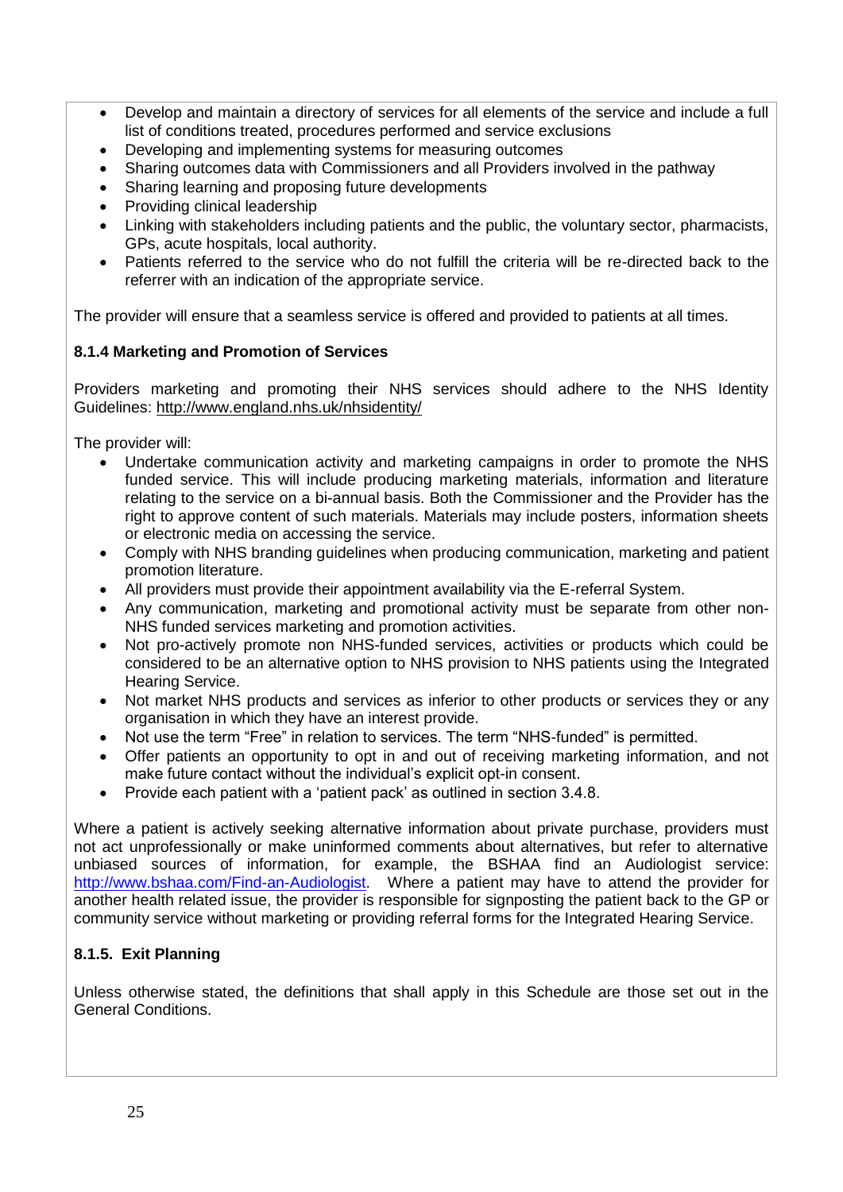- Develop and maintain a directory of services for all elements of the service and include a full list of conditions treated, procedures performed and service exclusions
- Developing and implementing systems for measuring outcomes
- Sharing outcomes data with Commissioners and all Providers involved in the pathway
- Sharing learning and proposing future developments
- Providing clinical leadership
- Linking with stakeholders including patients and the public, the voluntary sector, pharmacists, GPs, acute hospitals, local authority.
- Patients referred to the service who do not fulfill the criteria will be re-directed back to the referrer with an indication of the appropriate service.

The provider will ensure that a seamless service is offered and provided to patients at all times.

#### 8.1.4 Marketing and Promotion of Services

Providers marketing and promoting their NHS services should adhere to the NHS Identity Guidelines: http://www.england.nhs.uk/nhsidentity/

The provider will:

- Undertake communication activity and marketing campaigns in order to promote the NHS funded service. This will include producing marketing materials, information and literature relating to the service on a bi-annual basis. Both the Commissioner and the Provider has the right to approve content of such materials. Materials may include posters, information sheets or electronic media on accessing the service.
- Comply with NHS branding guidelines when producing communication, marketing and patient promotion literature.
- All providers must provide their appointment availability via the E-referral System.
- Any communication, marketing and promotional activity must be separate from other non-NHS funded services marketing and promotion activities.
- Not pro-actively promote non NHS-funded services, activities or products which could be considered to be an alternative option to NHS provision to NHS patients using the Integrated Hearing Service.
- Not market NHS products and services as inferior to other products or services they or any organisation in which they have an interest provide.
- Not use the term "Free" in relation to services. The term "NHS-funded" is permitted.
- Offer patients an opportunity to opt in and out of receiving marketing information, and not make future contact without the individual's explicit opt-in consent.
- Provide each patient with a 'patient pack' as outlined in section 3.4.8.

Where a patient is actively seeking alternative information about private purchase, providers must not act unprofessionally or make uninformed comments about alternatives, but refer to alternative unbiased sources of information, for example, the BSHAA find an Audiologist service: http://www.bshaa.com/Find-an-Audiologist. Where a patient may have to attend the provider for another health related issue, the provider is responsible for signposting the patient back to the GP or community service without marketing or providing referral forms for the Integrated Hearing Service.

#### 8.1.5. Exit Planning

Unless otherwise stated, the definitions that shall apply in this Schedule are those set out in the General Conditions.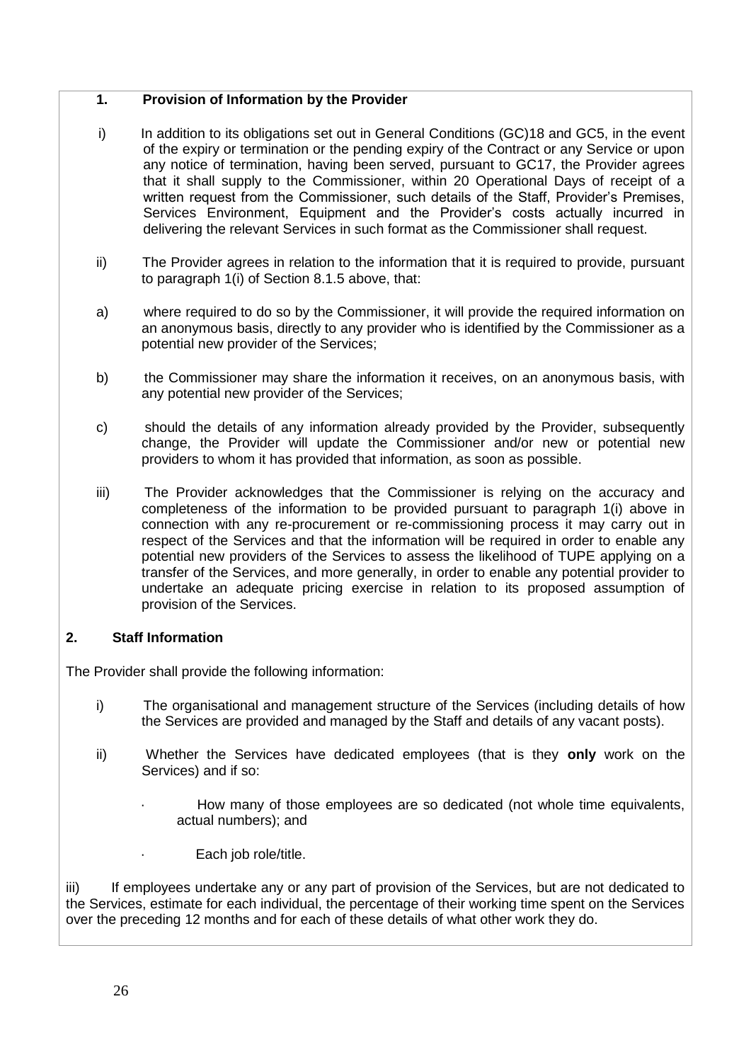**1. Provision of Information by the Provider**

i) In addition to its obligations set out in General Conditions (GC)18 and GC5, in the event of the expiry or termination or the pending expiry of the Contract or any Service or upon any notice of termination, having been served, pursuant to GC17, the Provider agrees that it shall supply to the Commissioner, within 20 Operational Days of receipt of a written request from the Commissioner, such details of the Staff, Provider's Premises, Services Environment, Equipment and the Provider's costs actually incurred in delivering the relevant Services in such format as the Commissioner shall request.

ii) The Provider agrees in relation to the information that it is required to provide, pursuant to paragraph 1(i) of Section 8.1.5 above, that:

a) where required to do so by the Commissioner, it will provide the required information on an anonymous basis, directly to any provider who is identified by the Commissioner as a potential new provider of the Services;

b) the Commissioner may share the information it receives, on an anonymous basis, with any potential new provider of the Services;

c) should the details of any information already provided by the Provider, subsequently change, the Provider will update the Commissioner and/or new or potential new providers to whom it has provided that information, as soon as possible.

iii) The Provider acknowledges that the Commissioner is relying on the accuracy and completeness of the information to be provided pursuant to paragraph 1(i) above in connection with any re-procurement or re-commissioning process it may carry out in respect of the Services and that the information will be required in order to enable any potential new providers of the Services to assess the likelihood of TUPE applying on a transfer of the Services, and more generally, in order to enable any potential provider to undertake an adequate pricing exercise in relation to its proposed assumption of provision of the Services.

**2. Staff Information**

The Provider shall provide the following information:

i) The organisational and management structure of the Services (including details of how the Services are provided and managed by the Staff and details of any vacant posts).

ii) Whether the Services have dedicated employees (that is they **only** work on the Services) and if so:

- How many of those employees are so dedicated (not whole time equivalents, actual numbers); and
- Each job role/title.

iii) If employees undertake any or any part of provision of the Services, but are not dedicated to the Services, estimate for each individual, the percentage of their working time spent on the Services over the preceding 12 months and for each of these details of what other work they do.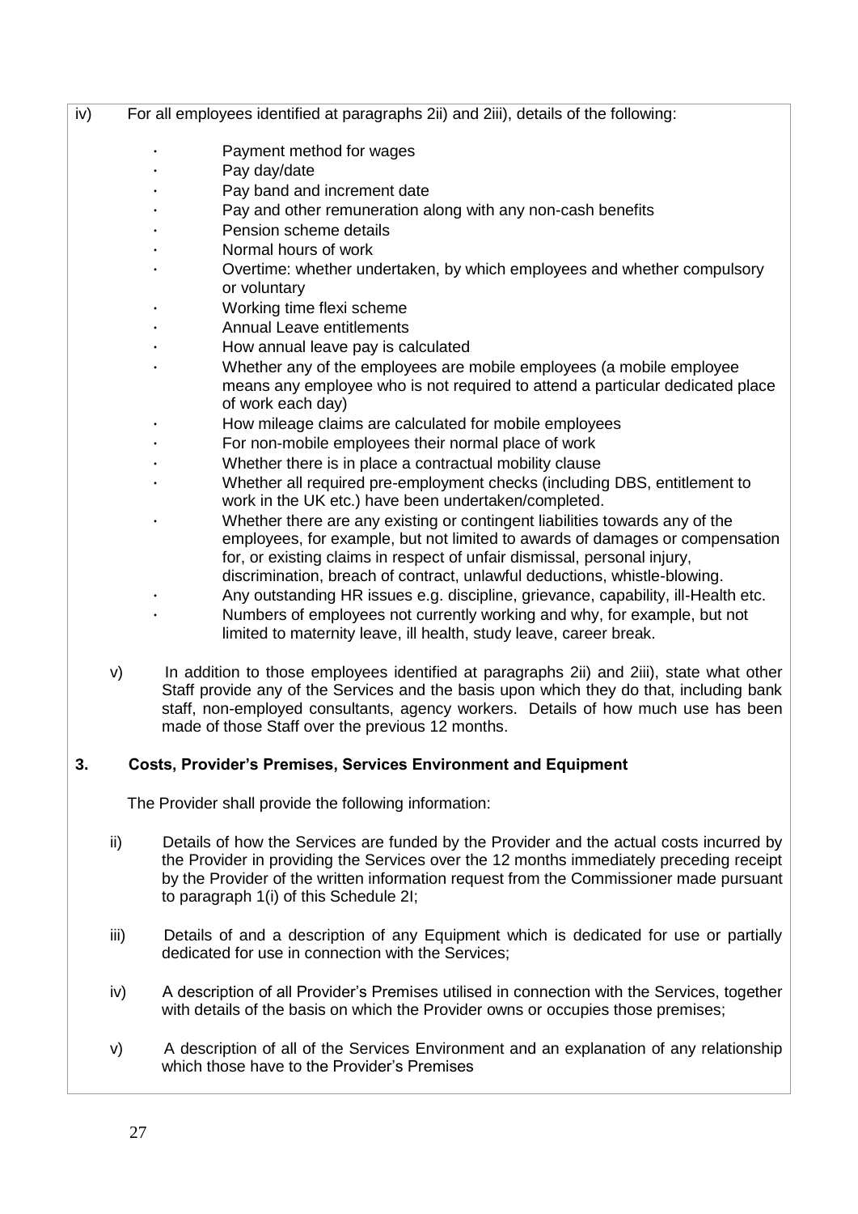iv) For all employees identified at paragraphs 2ii) and 2iii), details of the following:

- Payment method for wages
- Pay day/date
- Pay band and increment date
- Pay and other remuneration along with any non-cash benefits
- Pension scheme details
- Normal hours of work
- Overtime: whether undertaken, by which employees and whether compulsory or voluntary
- Working time flexi scheme
- Annual Leave entitlements
- How annual leave pay is calculated
- Whether any of the employees are mobile employees (a mobile employee means any employee who is not required to attend a particular dedicated place of work each day)
- How mileage claims are calculated for mobile employees
- For non-mobile employees their normal place of work
- Whether there is in place a contractual mobility clause
- Whether all required pre-employment checks (including DBS, entitlement to work in the UK etc.) have been undertaken/completed.
- Whether there are any existing or contingent liabilities towards any of the employees, for example, but not limited to awards of damages or compensation for, or existing claims in respect of unfair dismissal, personal injury, discrimination, breach of contract, unlawful deductions, whistle-blowing.
- Any outstanding HR issues e.g. discipline, grievance, capability, ill-Health etc.
- Numbers of employees not currently working and why, for example, but not limited to maternity leave, ill health, study leave, career break.

v) In addition to those employees identified at paragraphs 2ii) and 2iii), state what other Staff provide any of the Services and the basis upon which they do that, including bank staff, non-employed consultants, agency workers. Details of how much use has been made of those Staff over the previous 12 months.

## 3. Costs, Provider's Premises, Services Environment and Equipment

The Provider shall provide the following information:

ii) Details of how the Services are funded by the Provider and the actual costs incurred by the Provider in providing the Services over the 12 months immediately preceding receipt by the Provider of the written information request from the Commissioner made pursuant to paragraph 1(i) of this Schedule 2I;

iii) Details of and a description of any Equipment which is dedicated for use or partially dedicated for use in connection with the Services;

iv) A description of all Provider's Premises utilised in connection with the Services, together with details of the basis on which the Provider owns or occupies those premises;

v) A description of all of the Services Environment and an explanation of any relationship which those have to the Provider's Premises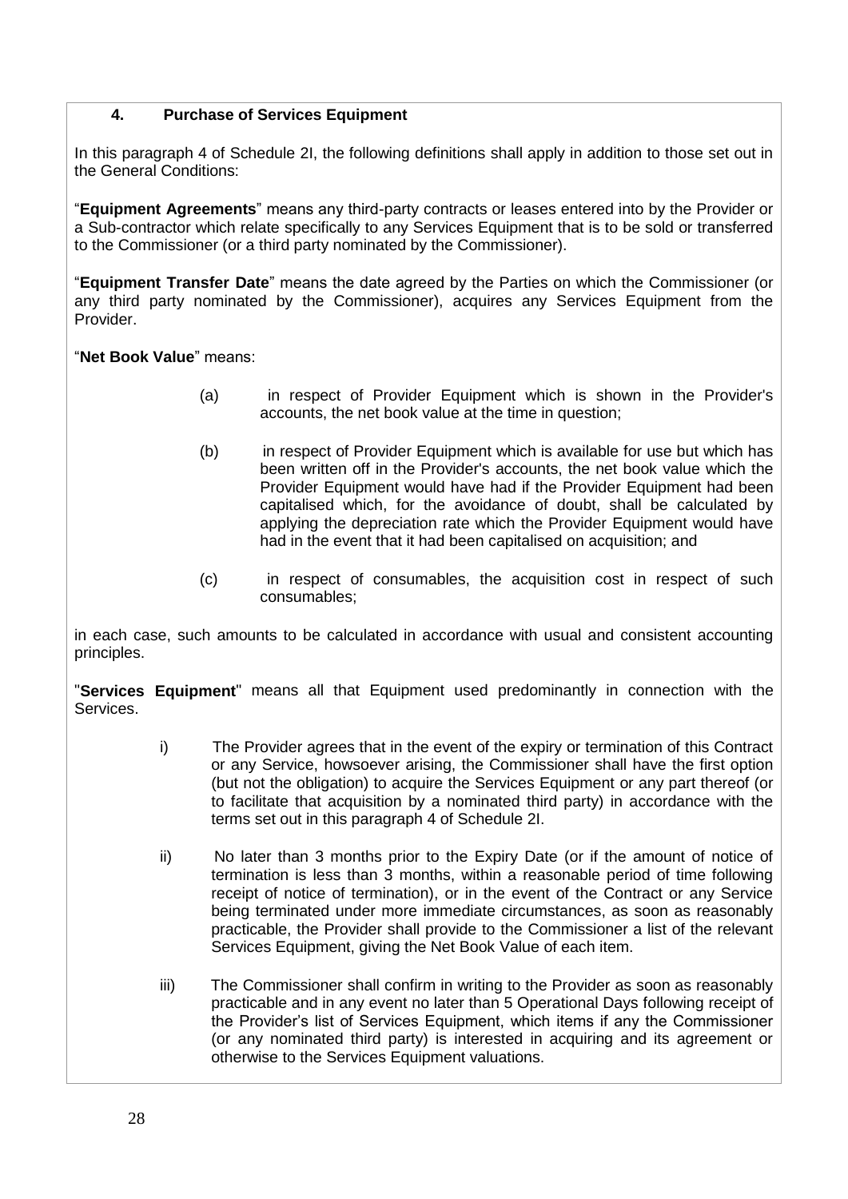## 4. Purchase of Services Equipment

In this paragraph 4 of Schedule 2I, the following definitions shall apply in addition to those set out in the General Conditions:

"**Equipment Agreements**" means any third-party contracts or leases entered into by the Provider or a Sub-contractor which relate specifically to any Services Equipment that is to be sold or transferred to the Commissioner (or a third party nominated by the Commissioner).

"**Equipment Transfer Date**" means the date agreed by the Parties on which the Commissioner (or any third party nominated by the Commissioner), acquires any Services Equipment from the Provider.

"**Net Book Value**" means:

(a) in respect of Provider Equipment which is shown in the Provider's accounts, the net book value at the time in question;

(b) in respect of Provider Equipment which is available for use but which has been written off in the Provider's accounts, the net book value which the Provider Equipment would have had if the Provider Equipment had been capitalised which, for the avoidance of doubt, shall be calculated by applying the depreciation rate which the Provider Equipment would have had in the event that it had been capitalised on acquisition; and

(c) in respect of consumables, the acquisition cost in respect of such consumables;

in each case, such amounts to be calculated in accordance with usual and consistent accounting principles.

"**Services Equipment**" means all that Equipment used predominantly in connection with the Services.

i) The Provider agrees that in the event of the expiry or termination of this Contract or any Service, howsoever arising, the Commissioner shall have the first option (but not the obligation) to acquire the Services Equipment or any part thereof (or to facilitate that acquisition by a nominated third party) in accordance with the terms set out in this paragraph 4 of Schedule 2I.

ii) No later than 3 months prior to the Expiry Date (or if the amount of notice of termination is less than 3 months, within a reasonable period of time following receipt of notice of termination), or in the event of the Contract or any Service being terminated under more immediate circumstances, as soon as reasonably practicable, the Provider shall provide to the Commissioner a list of the relevant Services Equipment, giving the Net Book Value of each item.

iii) The Commissioner shall confirm in writing to the Provider as soon as reasonably practicable and in any event no later than 5 Operational Days following receipt of the Provider's list of Services Equipment, which items if any the Commissioner (or any nominated third party) is interested in acquiring and its agreement or otherwise to the Services Equipment valuations.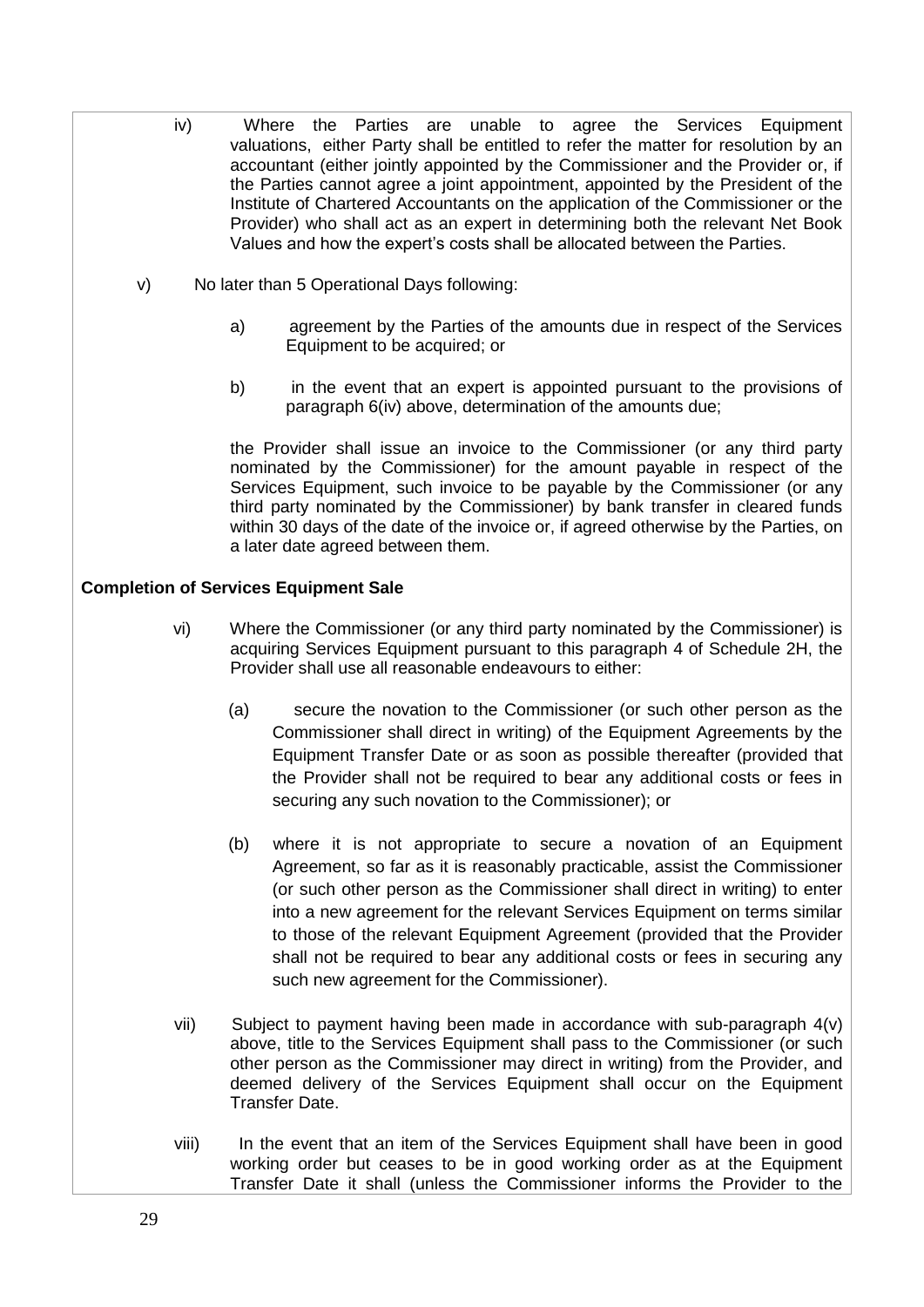iv) Where the Parties are unable to agree the Services Equipment valuations, either Party shall be entitled to refer the matter for resolution by an accountant (either jointly appointed by the Commissioner and the Provider or, if the Parties cannot agree a joint appointment, appointed by the President of the Institute of Chartered Accountants on the application of the Commissioner or the Provider) who shall act as an expert in determining both the relevant Net Book Values and how the expert's costs shall be allocated between the Parties.

v) No later than 5 Operational Days following:

a) agreement by the Parties of the amounts due in respect of the Services Equipment to be acquired; or

b) in the event that an expert is appointed pursuant to the provisions of paragraph 6(iv) above, determination of the amounts due;

the Provider shall issue an invoice to the Commissioner (or any third party nominated by the Commissioner) for the amount payable in respect of the Services Equipment, such invoice to be payable by the Commissioner (or any third party nominated by the Commissioner) by bank transfer in cleared funds within 30 days of the date of the invoice or, if agreed otherwise by the Parties, on a later date agreed between them.

**Completion of Services Equipment Sale**

vi) Where the Commissioner (or any third party nominated by the Commissioner) is acquiring Services Equipment pursuant to this paragraph 4 of Schedule 2H, the Provider shall use all reasonable endeavours to either:

(a) secure the novation to the Commissioner (or such other person as the Commissioner shall direct in writing) of the Equipment Agreements by the Equipment Transfer Date or as soon as possible thereafter (provided that the Provider shall not be required to bear any additional costs or fees in securing any such novation to the Commissioner); or

(b) where it is not appropriate to secure a novation of an Equipment Agreement, so far as it is reasonably practicable, assist the Commissioner (or such other person as the Commissioner shall direct in writing) to enter into a new agreement for the relevant Services Equipment on terms similar to those of the relevant Equipment Agreement (provided that the Provider shall not be required to bear any additional costs or fees in securing any such new agreement for the Commissioner).

vii) Subject to payment having been made in accordance with sub-paragraph 4(v) above, title to the Services Equipment shall pass to the Commissioner (or such other person as the Commissioner may direct in writing) from the Provider, and deemed delivery of the Services Equipment shall occur on the Equipment Transfer Date.

viii) In the event that an item of the Services Equipment shall have been in good working order but ceases to be in good working order as at the Equipment Transfer Date it shall (unless the Commissioner informs the Provider to the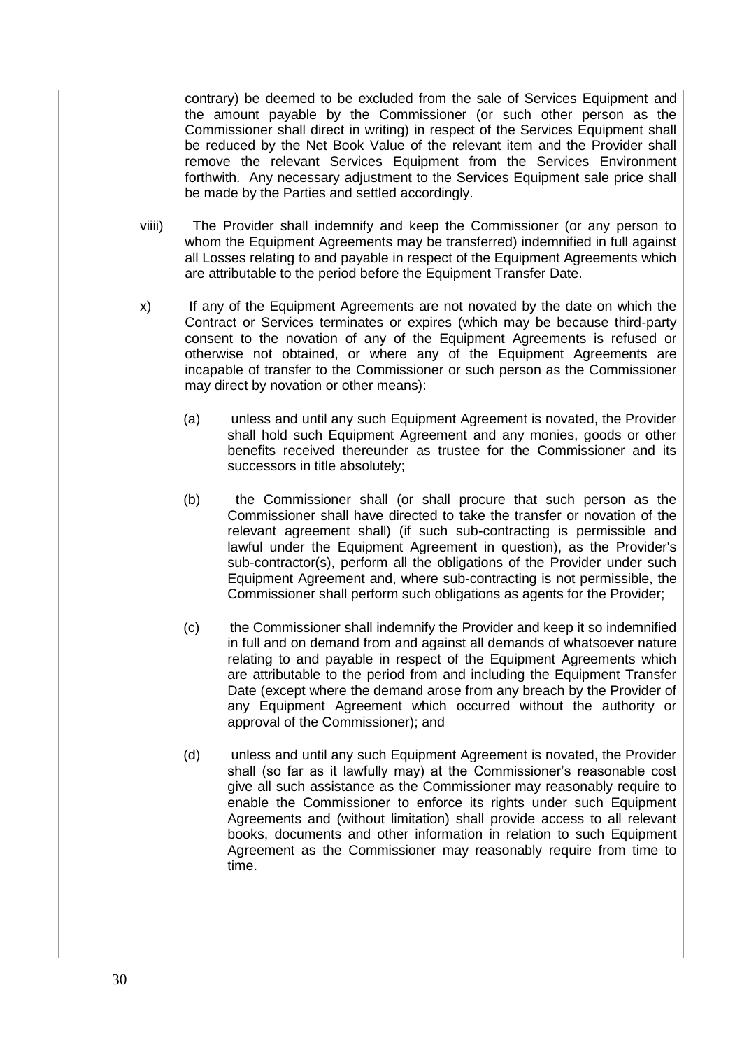contrary) be deemed to be excluded from the sale of Services Equipment and the amount payable by the Commissioner (or such other person as the Commissioner shall direct in writing) in respect of the Services Equipment shall be reduced by the Net Book Value of the relevant item and the Provider shall remove the relevant Services Equipment from the Services Environment forthwith. Any necessary adjustment to the Services Equipment sale price shall be made by the Parties and settled accordingly.

viiii) The Provider shall indemnify and keep the Commissioner (or any person to whom the Equipment Agreements may be transferred) indemnified in full against all Losses relating to and payable in respect of the Equipment Agreements which are attributable to the period before the Equipment Transfer Date.

x) If any of the Equipment Agreements are not novated by the date on which the Contract or Services terminates or expires (which may be because third-party consent to the novation of any of the Equipment Agreements is refused or otherwise not obtained, or where any of the Equipment Agreements are incapable of transfer to the Commissioner or such person as the Commissioner may direct by novation or other means):

(a) unless and until any such Equipment Agreement is novated, the Provider shall hold such Equipment Agreement and any monies, goods or other benefits received thereunder as trustee for the Commissioner and its successors in title absolutely;

(b) the Commissioner shall (or shall procure that such person as the Commissioner shall have directed to take the transfer or novation of the relevant agreement shall) (if such sub-contracting is permissible and lawful under the Equipment Agreement in question), as the Provider's sub-contractor(s), perform all the obligations of the Provider under such Equipment Agreement and, where sub-contracting is not permissible, the Commissioner shall perform such obligations as agents for the Provider;

(c) the Commissioner shall indemnify the Provider and keep it so indemnified in full and on demand from and against all demands of whatsoever nature relating to and payable in respect of the Equipment Agreements which are attributable to the period from and including the Equipment Transfer Date (except where the demand arose from any breach by the Provider of any Equipment Agreement which occurred without the authority or approval of the Commissioner); and

(d) unless and until any such Equipment Agreement is novated, the Provider shall (so far as it lawfully may) at the Commissioner's reasonable cost give all such assistance as the Commissioner may reasonably require to enable the Commissioner to enforce its rights under such Equipment Agreements and (without limitation) shall provide access to all relevant books, documents and other information in relation to such Equipment Agreement as the Commissioner may reasonably require from time to time.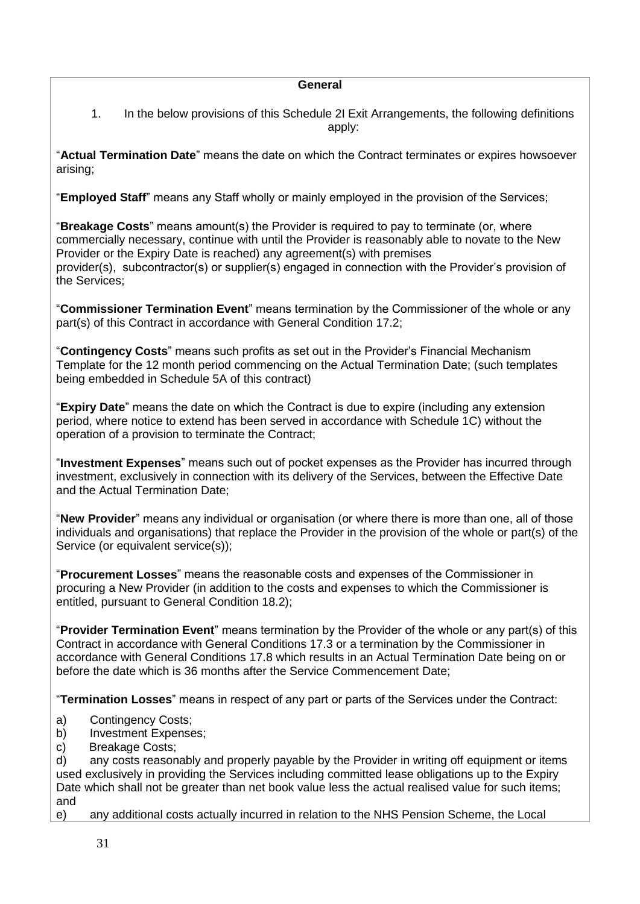**General**

1. In the below provisions of this Schedule 2I Exit Arrangements, the following definitions apply:

"**Actual Termination Date**" means the date on which the Contract terminates or expires howsoever arising;

"**Employed Staff**" means any Staff wholly or mainly employed in the provision of the Services;

"**Breakage Costs**" means amount(s) the Provider is required to pay to terminate (or, where commercially necessary, continue with until the Provider is reasonably able to novate to the New Provider or the Expiry Date is reached) any agreement(s) with premises provider(s), subcontractor(s) or supplier(s) engaged in connection with the Provider's provision of the Services;

"**Commissioner Termination Event**" means termination by the Commissioner of the whole or any part(s) of this Contract in accordance with General Condition 17.2;

"**Contingency Costs**" means such profits as set out in the Provider's Financial Mechanism Template for the 12 month period commencing on the Actual Termination Date; (such templates being embedded in Schedule 5A of this contract)

"**Expiry Date**" means the date on which the Contract is due to expire (including any extension period, where notice to extend has been served in accordance with Schedule 1C) without the operation of a provision to terminate the Contract;

"**Investment Expenses**" means such out of pocket expenses as the Provider has incurred through investment, exclusively in connection with its delivery of the Services, between the Effective Date and the Actual Termination Date;

"**New Provider**" means any individual or organisation (or where there is more than one, all of those individuals and organisations) that replace the Provider in the provision of the whole or part(s) of the Service (or equivalent service(s));

"**Procurement Losses**" means the reasonable costs and expenses of the Commissioner in procuring a New Provider (in addition to the costs and expenses to which the Commissioner is entitled, pursuant to General Condition 18.2);

"**Provider Termination Event**" means termination by the Provider of the whole or any part(s) of this Contract in accordance with General Conditions 17.3 or a termination by the Commissioner in accordance with General Conditions 17.8 which results in an Actual Termination Date being on or before the date which is 36 months after the Service Commencement Date;

"**Termination Losses**" means in respect of any part or parts of the Services under the Contract:

a) Contingency Costs;
b) Investment Expenses;
c) Breakage Costs;
d) any costs reasonably and properly payable by the Provider in writing off equipment or items used exclusively in providing the Services including committed lease obligations up to the Expiry Date which shall not be greater than net book value less the actual realised value for such items; and
e) any additional costs actually incurred in relation to the NHS Pension Scheme, the Local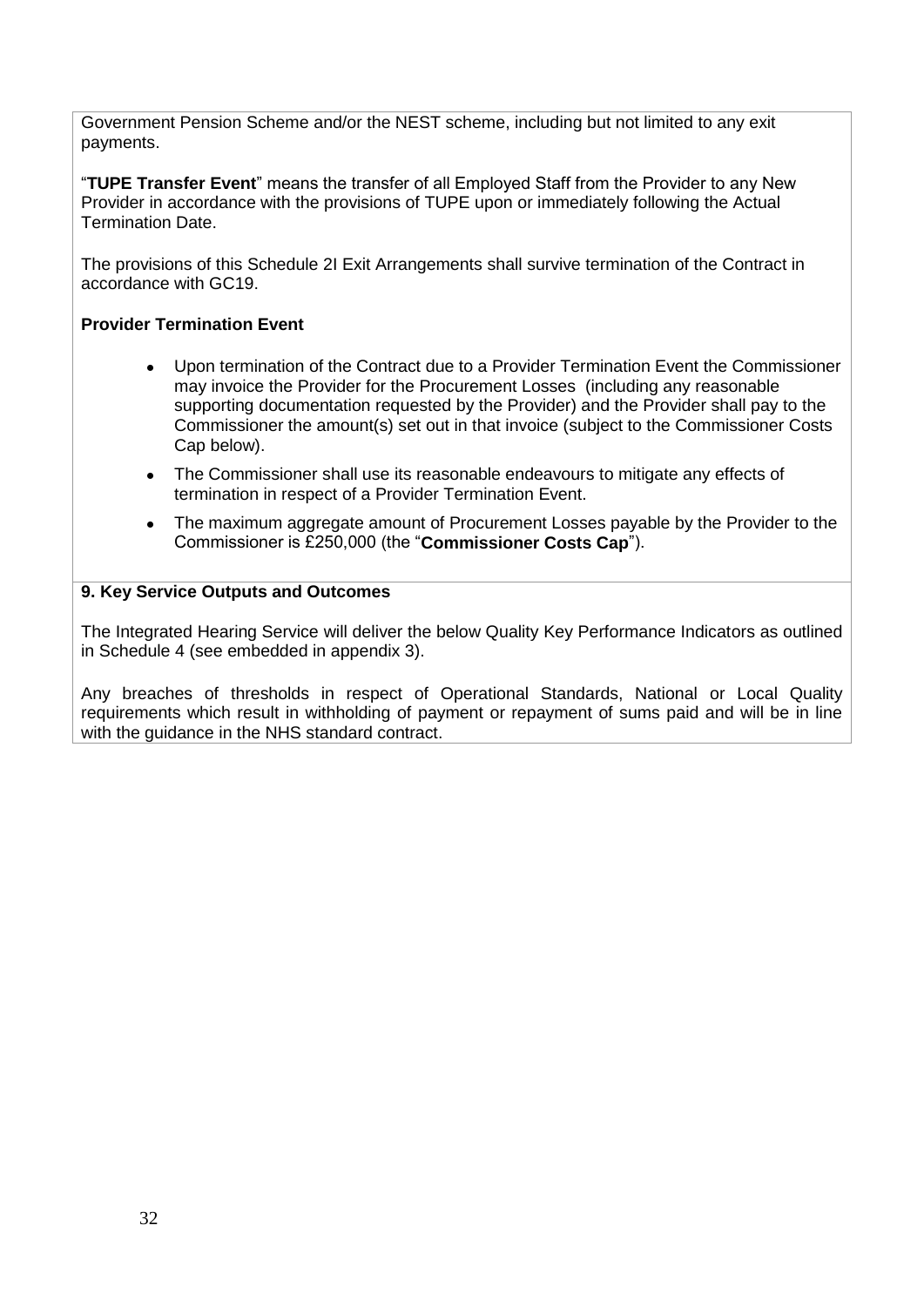Government Pension Scheme and/or the NEST scheme, including but not limited to any exit payments.

"**TUPE Transfer Event**" means the transfer of all Employed Staff from the Provider to any New Provider in accordance with the provisions of TUPE upon or immediately following the Actual Termination Date.

The provisions of this Schedule 2I Exit Arrangements shall survive termination of the Contract in accordance with GC19.

**Provider Termination Event**

- Upon termination of the Contract due to a Provider Termination Event the Commissioner may invoice the Provider for the Procurement Losses (including any reasonable supporting documentation requested by the Provider) and the Provider shall pay to the Commissioner the amount(s) set out in that invoice (subject to the Commissioner Costs Cap below).
- The Commissioner shall use its reasonable endeavours to mitigate any effects of termination in respect of a Provider Termination Event.
- The maximum aggregate amount of Procurement Losses payable by the Provider to the Commissioner is £250,000 (the "**Commissioner Costs Cap**").

## 9. Key Service Outputs and Outcomes

The Integrated Hearing Service will deliver the below Quality Key Performance Indicators as outlined in Schedule 4 (see embedded in appendix 3).

Any breaches of thresholds in respect of Operational Standards, National or Local Quality requirements which result in withholding of payment or repayment of sums paid and will be in line with the guidance in the NHS standard contract.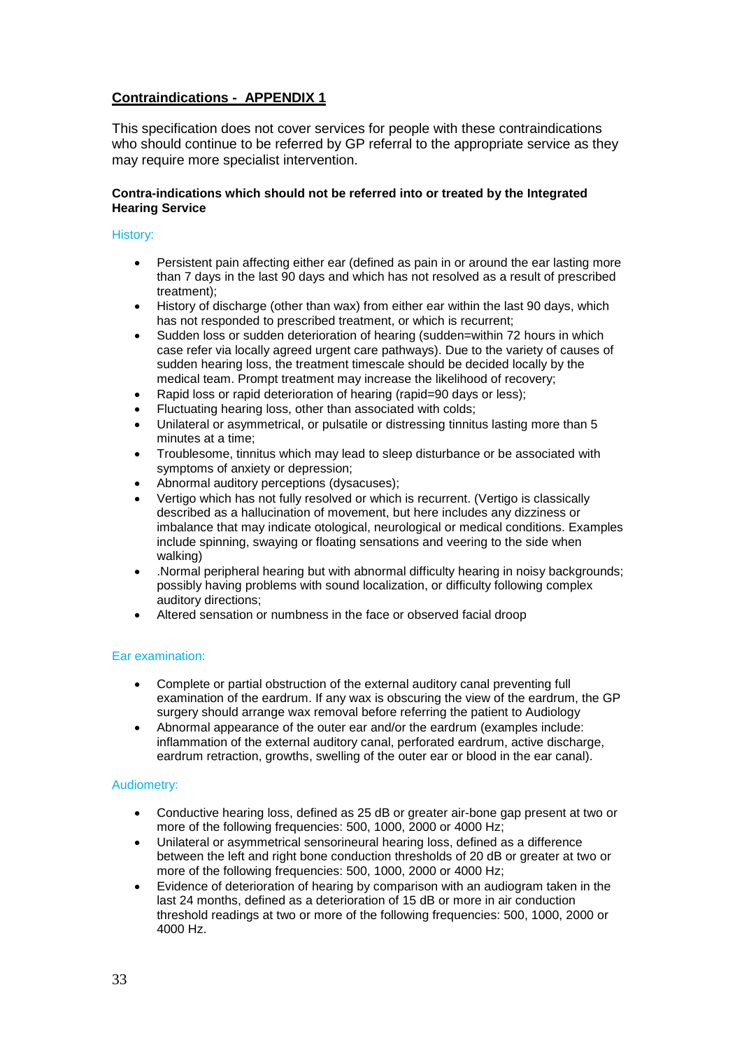## Contraindications - APPENDIX 1

This specification does not cover services for people with these contraindications who should continue to be referred by GP referral to the appropriate service as they may require more specialist intervention.

**Contra-indications which should not be referred into or treated by the Integrated Hearing Service**

### History:

- Persistent pain affecting either ear (defined as pain in or around the ear lasting more than 7 days in the last 90 days and which has not resolved as a result of prescribed treatment);
- History of discharge (other than wax) from either ear within the last 90 days, which has not responded to prescribed treatment, or which is recurrent;
- Sudden loss or sudden deterioration of hearing (sudden=within 72 hours in which case refer via locally agreed urgent care pathways). Due to the variety of causes of sudden hearing loss, the treatment timescale should be decided locally by the medical team. Prompt treatment may increase the likelihood of recovery;
- Rapid loss or rapid deterioration of hearing (rapid=90 days or less);
- Fluctuating hearing loss, other than associated with colds;
- Unilateral or asymmetrical, or pulsatile or distressing tinnitus lasting more than 5 minutes at a time;
- Troublesome, tinnitus which may lead to sleep disturbance or be associated with symptoms of anxiety or depression;
- Abnormal auditory perceptions (dysacuses);
- Vertigo which has not fully resolved or which is recurrent. (Vertigo is classically described as a hallucination of movement, but here includes any dizziness or imbalance that may indicate otological, neurological or medical conditions. Examples include spinning, swaying or floating sensations and veering to the side when walking)
- .Normal peripheral hearing but with abnormal difficulty hearing in noisy backgrounds; possibly having problems with sound localization, or difficulty following complex auditory directions;
- Altered sensation or numbness in the face or observed facial droop

### Ear examination:

- Complete or partial obstruction of the external auditory canal preventing full examination of the eardrum. If any wax is obscuring the view of the eardrum, the GP surgery should arrange wax removal before referring the patient to Audiology
- Abnormal appearance of the outer ear and/or the eardrum (examples include: inflammation of the external auditory canal, perforated eardrum, active discharge, eardrum retraction, growths, swelling of the outer ear or blood in the ear canal).

### Audiometry:

- Conductive hearing loss, defined as 25 dB or greater air-bone gap present at two or more of the following frequencies: 500, 1000, 2000 or 4000 Hz;
- Unilateral or asymmetrical sensorineural hearing loss, defined as a difference between the left and right bone conduction thresholds of 20 dB or greater at two or more of the following frequencies: 500, 1000, 2000 or 4000 Hz;
- Evidence of deterioration of hearing by comparison with an audiogram taken in the last 24 months, defined as a deterioration of 15 dB or more in air conduction threshold readings at two or more of the following frequencies: 500, 1000, 2000 or 4000 Hz.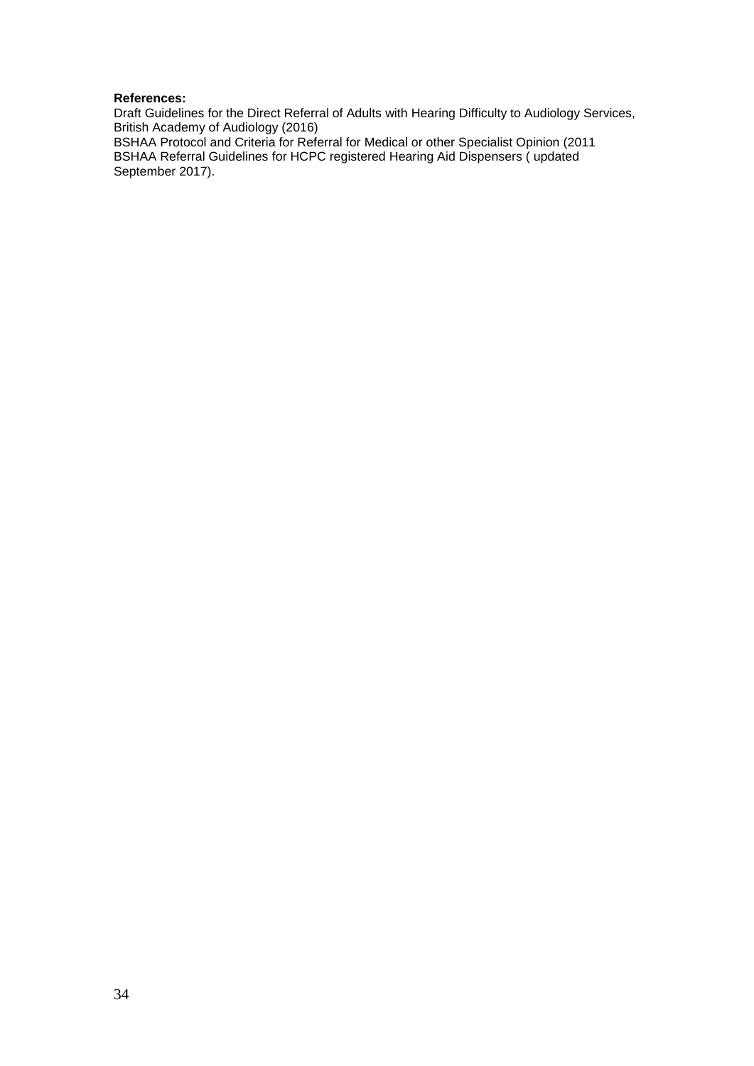**References:**

Draft Guidelines for the Direct Referral of Adults with Hearing Difficulty to Audiology Services, British Academy of Audiology (2016)

BSHAA Protocol and Criteria for Referral for Medical or other Specialist Opinion (2011

BSHAA Referral Guidelines for HCPC registered Hearing Aid Dispensers ( updated September 2017).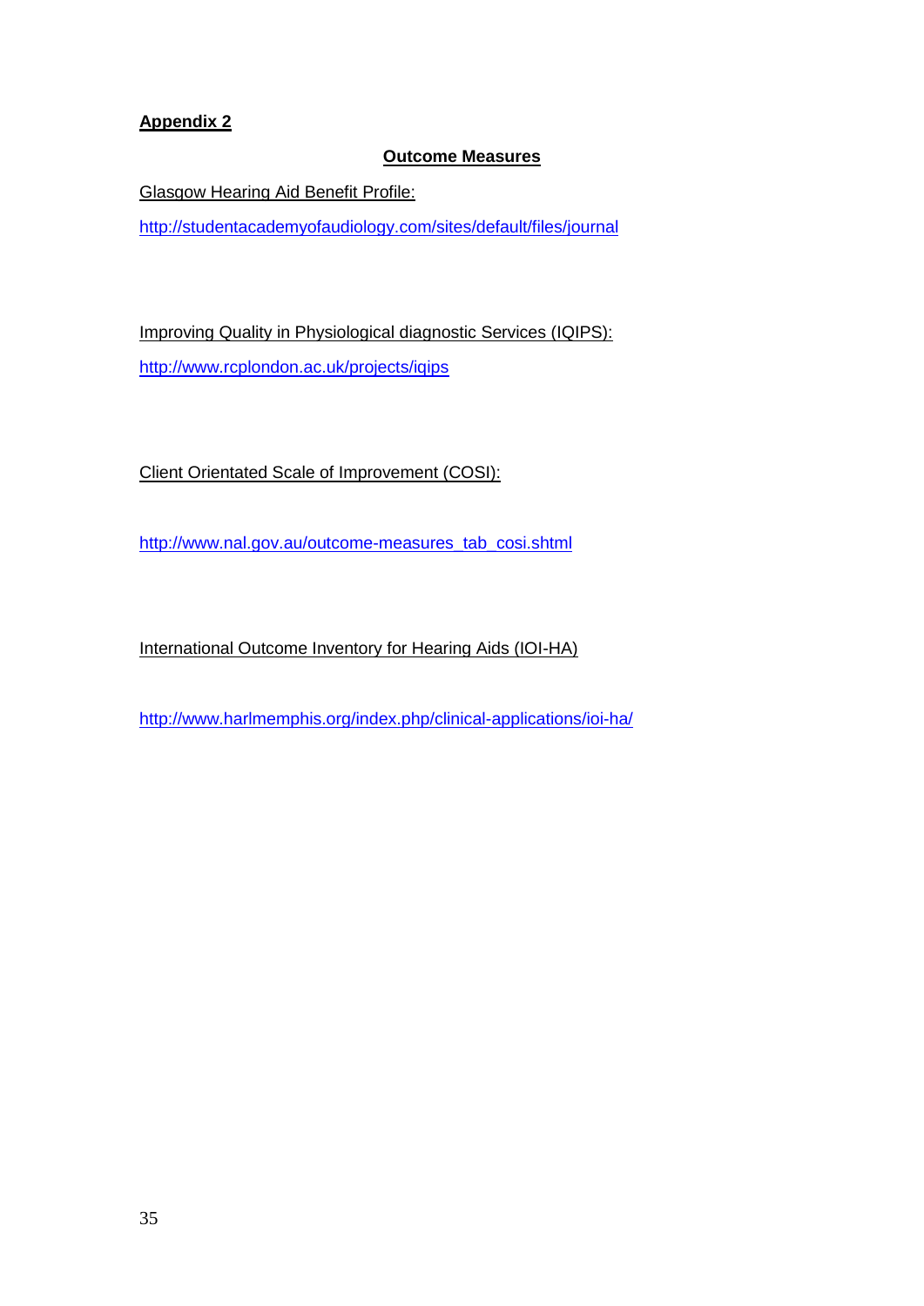## **Appendix 2**

### **Outcome Measures**

Glasgow Hearing Aid Benefit Profile:

http://studentacademyofaudiology.com/sites/default/files/journal

Improving Quality in Physiological diagnostic Services (IQIPS):

http://www.rcplondon.ac.uk/projects/iqips

Client Orientated Scale of Improvement (COSI):

http://www.nal.gov.au/outcome-measures_tab_cosi.shtml

International Outcome Inventory for Hearing Aids (IOI-HA)

http://www.harlmemphis.org/index.php/clinical-applications/ioi-ha/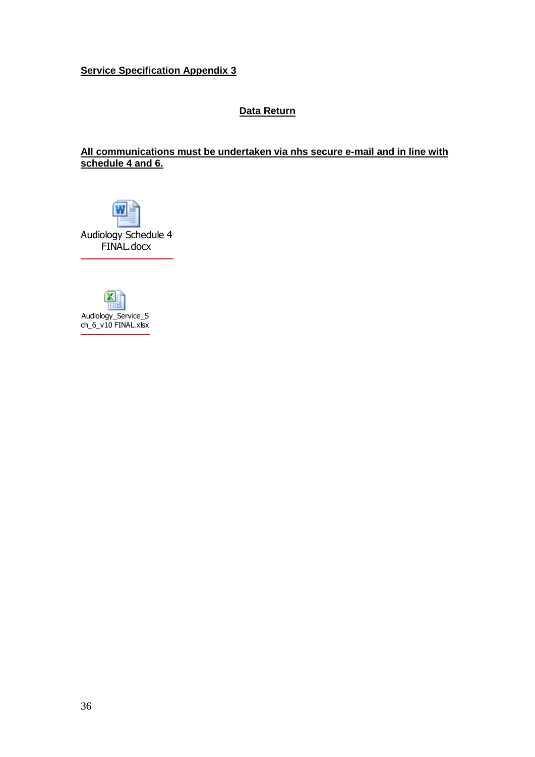**Service Specification Appendix 3**

**Data Return**

**All communications must be undertaken via nhs secure e-mail and in line with schedule 4 and 6.**

Audiology Schedule 4 FINAL.docx

Audiology_Service_Sch_6_v10 FINAL.xlsx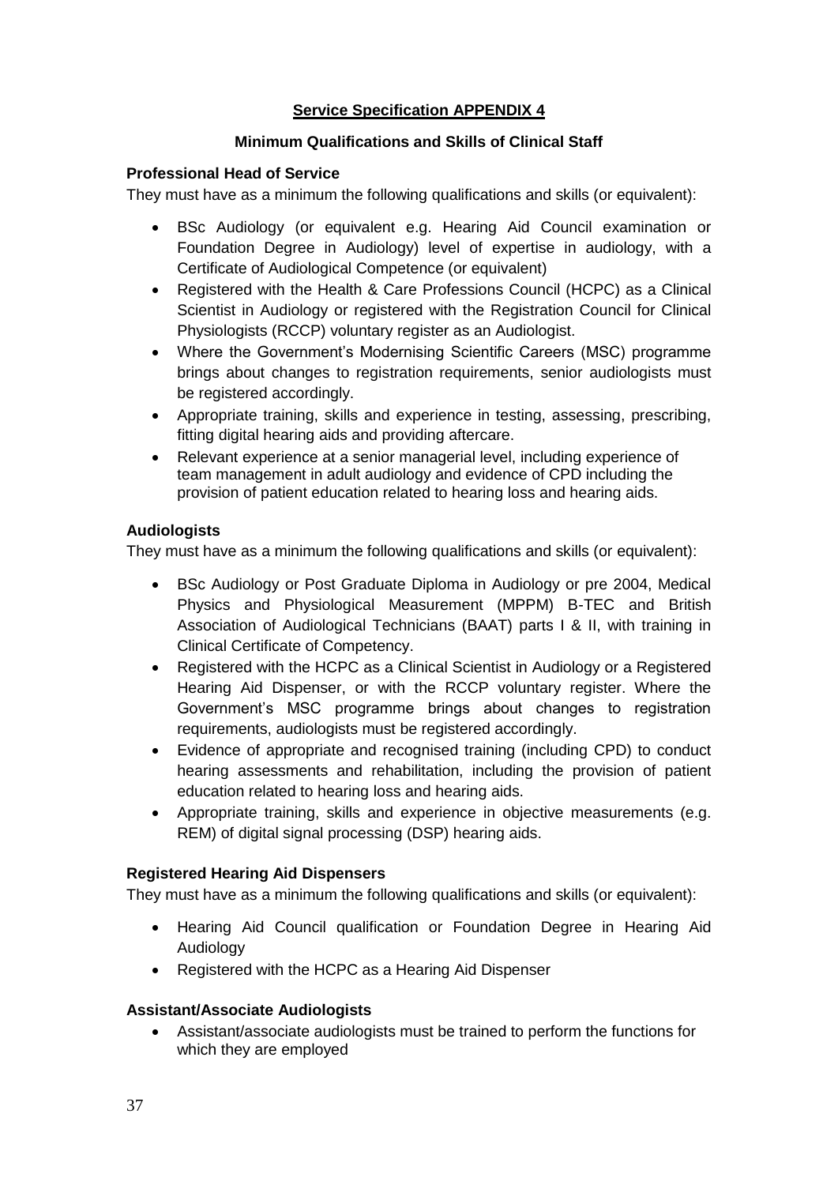## Service Specification APPENDIX 4

### Minimum Qualifications and Skills of Clinical Staff

**Professional Head of Service**

They must have as a minimum the following qualifications and skills (or equivalent):

- BSc Audiology (or equivalent e.g. Hearing Aid Council examination or Foundation Degree in Audiology) level of expertise in audiology, with a Certificate of Audiological Competence (or equivalent)
- Registered with the Health & Care Professions Council (HCPC) as a Clinical Scientist in Audiology or registered with the Registration Council for Clinical Physiologists (RCCP) voluntary register as an Audiologist.
- Where the Government's Modernising Scientific Careers (MSC) programme brings about changes to registration requirements, senior audiologists must be registered accordingly.
- Appropriate training, skills and experience in testing, assessing, prescribing, fitting digital hearing aids and providing aftercare.
- Relevant experience at a senior managerial level, including experience of team management in adult audiology and evidence of CPD including the provision of patient education related to hearing loss and hearing aids.

**Audiologists**

They must have as a minimum the following qualifications and skills (or equivalent):

- BSc Audiology or Post Graduate Diploma in Audiology or pre 2004, Medical Physics and Physiological Measurement (MPPM) B-TEC and British Association of Audiological Technicians (BAAT) parts I & II, with training in Clinical Certificate of Competency.
- Registered with the HCPC as a Clinical Scientist in Audiology or a Registered Hearing Aid Dispenser, or with the RCCP voluntary register. Where the Government's MSC programme brings about changes to registration requirements, audiologists must be registered accordingly.
- Evidence of appropriate and recognised training (including CPD) to conduct hearing assessments and rehabilitation, including the provision of patient education related to hearing loss and hearing aids.
- Appropriate training, skills and experience in objective measurements (e.g. REM) of digital signal processing (DSP) hearing aids.

**Registered Hearing Aid Dispensers**

They must have as a minimum the following qualifications and skills (or equivalent):

- Hearing Aid Council qualification or Foundation Degree in Hearing Aid Audiology
- Registered with the HCPC as a Hearing Aid Dispenser

**Assistant/Associate Audiologists**

- Assistant/associate audiologists must be trained to perform the functions for which they are employed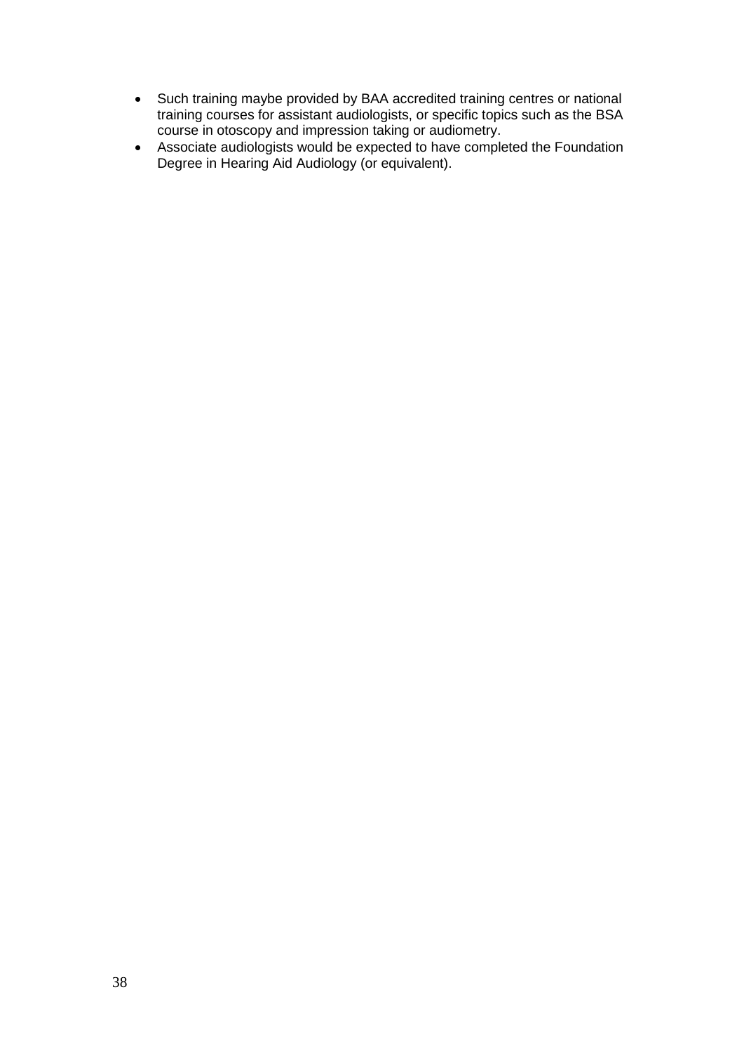- Such training maybe provided by BAA accredited training centres or national training courses for assistant audiologists, or specific topics such as the BSA course in otoscopy and impression taking or audiometry.
- Associate audiologists would be expected to have completed the Foundation Degree in Hearing Aid Audiology (or equivalent).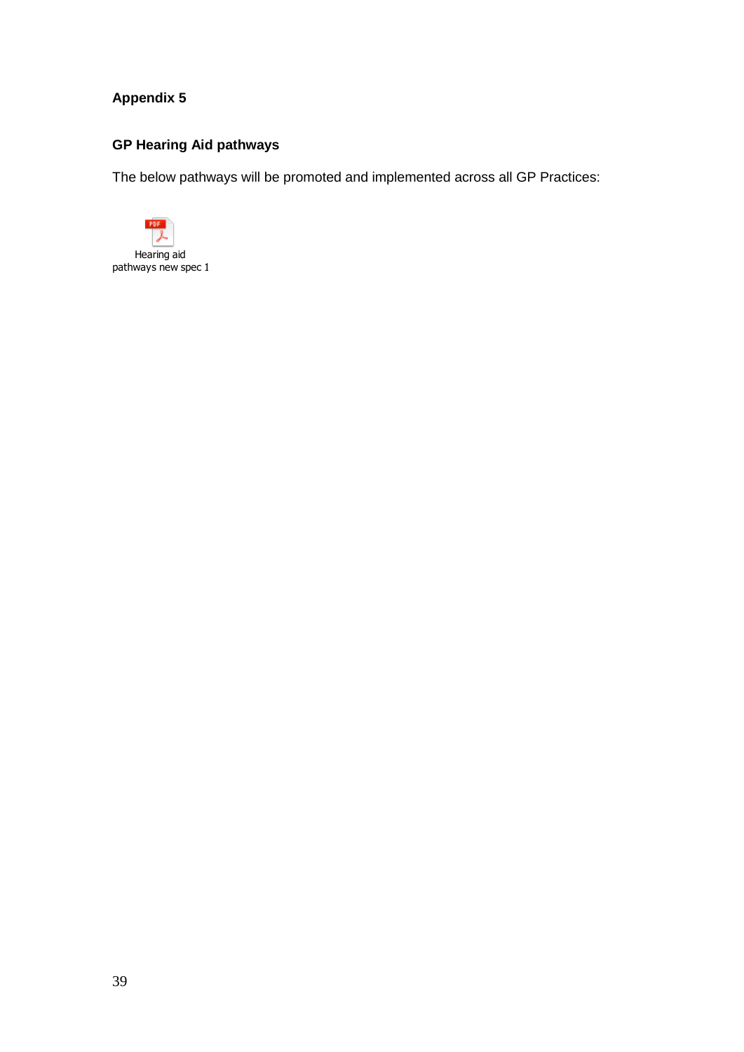## Appendix 5

### GP Hearing Aid pathways

The below pathways will be promoted and implemented across all GP Practices:

Hearing aid pathways new spec 1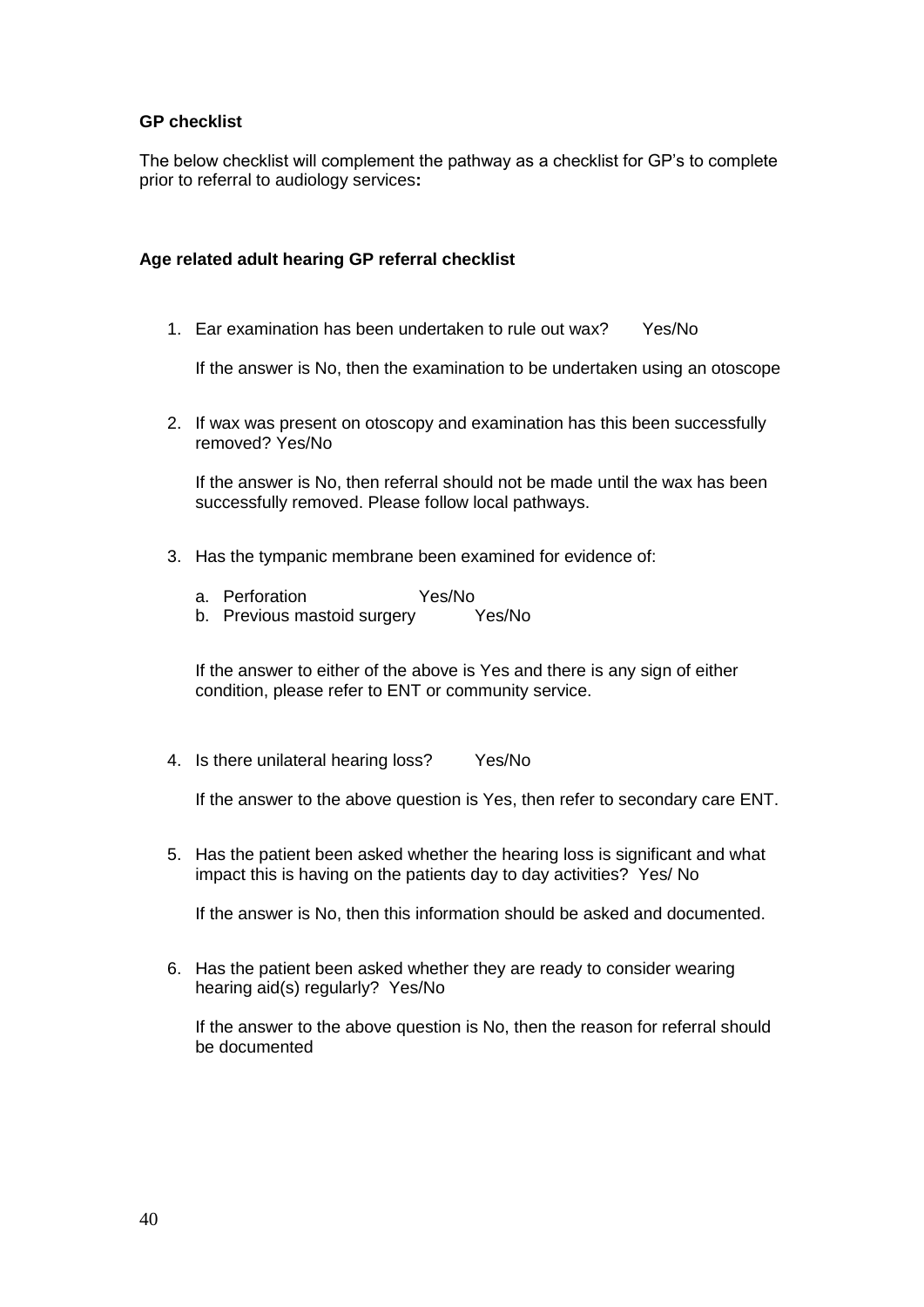**GP checklist**

The below checklist will complement the pathway as a checklist for GP's to complete prior to referral to audiology services**:**

**Age related adult hearing GP referral checklist**

1. Ear examination has been undertaken to rule out wax? Yes/No

   If the answer is No, then the examination to be undertaken using an otoscope

2. If wax was present on otoscopy and examination has this been successfully removed? Yes/No

   If the answer is No, then referral should not be made until the wax has been successfully removed. Please follow local pathways.

3. Has the tympanic membrane been examined for evidence of:

   a. Perforation Yes/No
   b. Previous mastoid surgery Yes/No

   If the answer to either of the above is Yes and there is any sign of either condition, please refer to ENT or community service.

4. Is there unilateral hearing loss? Yes/No

   If the answer to the above question is Yes, then refer to secondary care ENT.

5. Has the patient been asked whether the hearing loss is significant and what impact this is having on the patients day to day activities? Yes/ No

   If the answer is No, then this information should be asked and documented.

6. Has the patient been asked whether they are ready to consider wearing hearing aid(s) regularly? Yes/No

   If the answer to the above question is No, then the reason for referral should be documented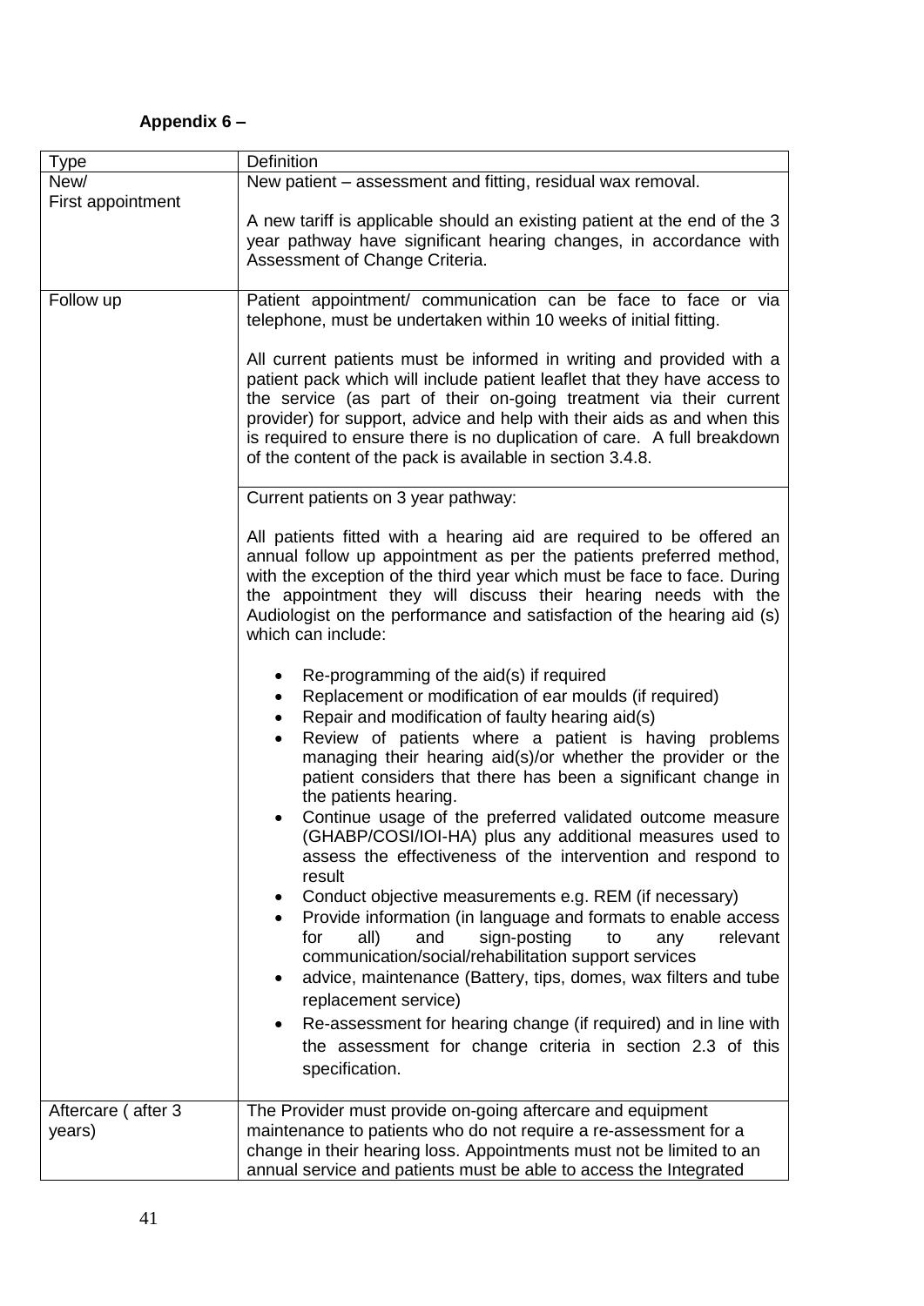**Appendix 6 –**

| Type | Definition |
|---|---|
| New/<br>First appointment | New patient – assessment and fitting, residual wax removal.<br><br>A new tariff is applicable should an existing patient at the end of the 3 year pathway have significant hearing changes, in accordance with Assessment of Change Criteria. |
| Follow up | Patient appointment/ communication can be face to face or via telephone, must be undertaken within 10 weeks of initial fitting.<br><br>All current patients must be informed in writing and provided with a patient pack which will include patient leaflet that they have access to the service (as part of their on-going treatment via their current provider) for support, advice and help with their aids as and when this is required to ensure there is no duplication of care. A full breakdown of the content of the pack is available in section 3.4.8. |
| | Current patients on 3 year pathway:<br><br>All patients fitted with a hearing aid are required to be offered an annual follow up appointment as per the patients preferred method, with the exception of the third year which must be face to face. During the appointment they will discuss their hearing needs with the Audiologist on the performance and satisfaction of the hearing aid (s) which can include:<br><br>• Re-programming of the aid(s) if required<br>• Replacement or modification of ear moulds (if required)<br>• Repair and modification of faulty hearing aid(s)<br>• Review of patients where a patient is having problems managing their hearing aid(s)/or whether the provider or the patient considers that there has been a significant change in the patients hearing.<br>• Continue usage of the preferred validated outcome measure (GHABP/COSI/IOI-HA) plus any additional measures used to assess the effectiveness of the intervention and respond to result<br>• Conduct objective measurements e.g. REM (if necessary)<br>• Provide information (in language and formats to enable access for all) and sign-posting to any relevant communication/social/rehabilitation support services<br>• advice, maintenance (Battery, tips, domes, wax filters and tube replacement service)<br>• Re-assessment for hearing change (if required) and in line with the assessment for change criteria in section 2.3 of this specification. |
| Aftercare ( after 3 years) | The Provider must provide on-going aftercare and equipment maintenance to patients who do not require a re-assessment for a change in their hearing loss. Appointments must not be limited to an annual service and patients must be able to access the Integrated |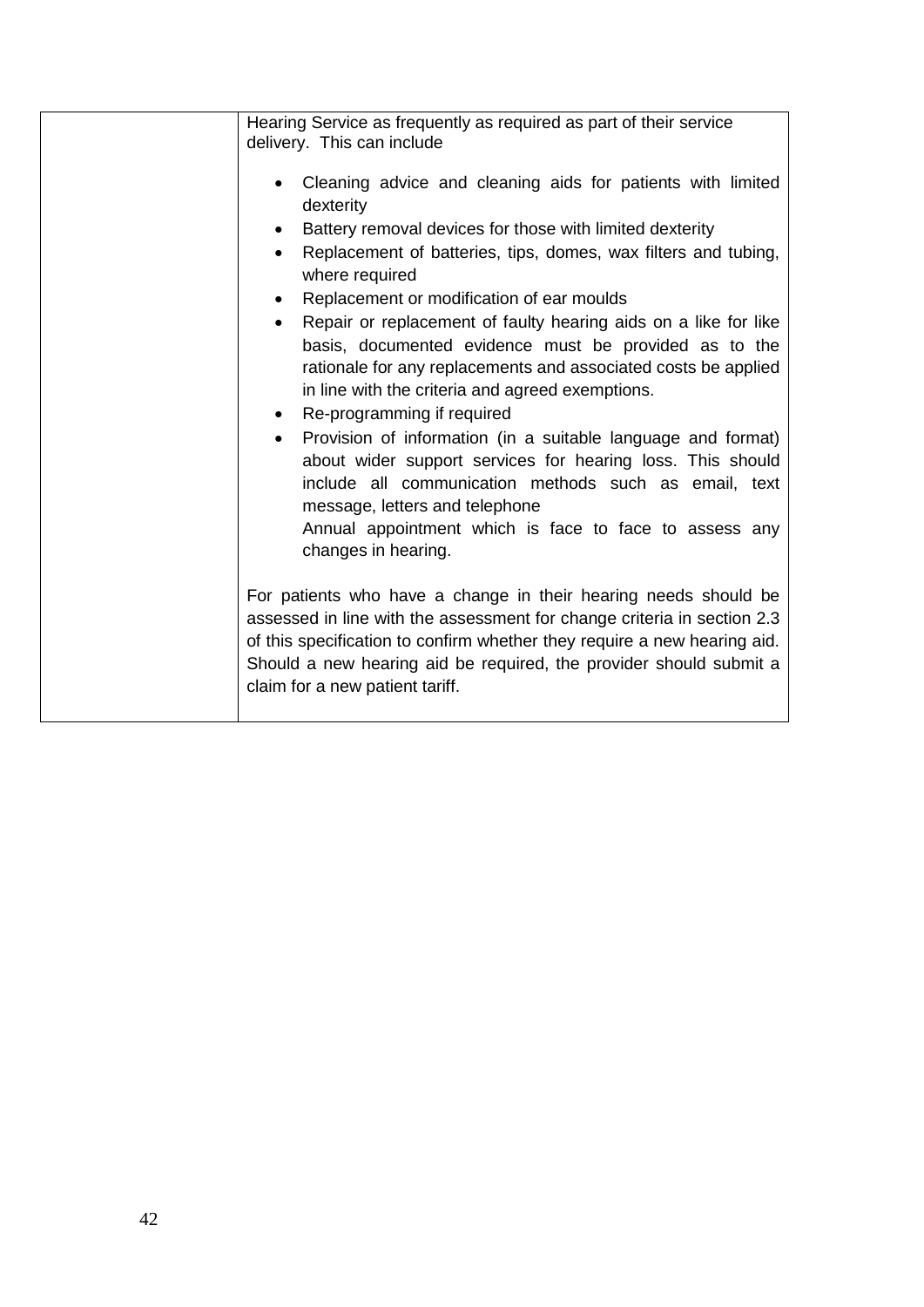| | Hearing Service as frequently as required as part of their service delivery. This can include<br><br>• Cleaning advice and cleaning aids for patients with limited dexterity<br>• Battery removal devices for those with limited dexterity<br>• Replacement of batteries, tips, domes, wax filters and tubing, where required<br>• Replacement or modification of ear moulds<br>• Repair or replacement of faulty hearing aids on a like for like basis, documented evidence must be provided as to the rationale for any replacements and associated costs be applied in line with the criteria and agreed exemptions.<br>• Re-programming if required<br>• Provision of information (in a suitable language and format) about wider support services for hearing loss. This should include all communication methods such as email, text message, letters and telephone<br>Annual appointment which is face to face to assess any changes in hearing.<br><br>For patients who have a change in their hearing needs should be assessed in line with the assessment for change criteria in section 2.3 of this specification to confirm whether they require a new hearing aid. Should a new hearing aid be required, the provider should submit a claim for a new patient tariff. |
|---|---|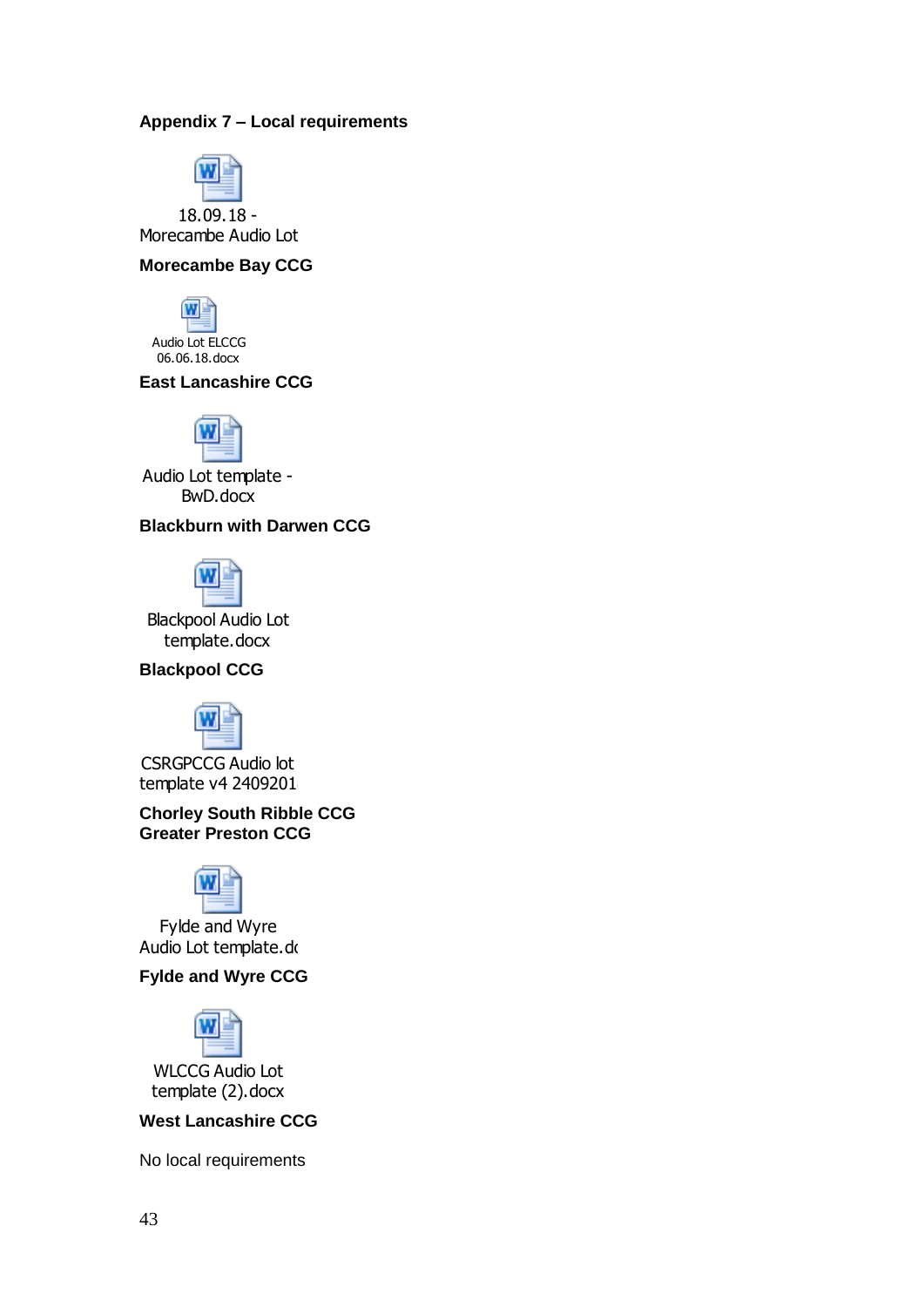**Appendix 7 – Local requirements**

18.09.18 -
Morecambe Audio Lot

**Morecambe Bay CCG**

Audio Lot ELCCG
06.06.18.docx

**East Lancashire CCG**

Audio Lot template -
BwD.docx

**Blackburn with Darwen CCG**

Blackpool Audio Lot
template.docx

**Blackpool CCG**

CSRGPCCG Audio lot
template v4 2409201

**Chorley South Ribble CCG**
**Greater Preston CCG**

Fylde and Wyre
Audio Lot template.dc

**Fylde and Wyre CCG**

WLCCG Audio Lot
template (2).docx

**West Lancashire CCG**

No local requirements